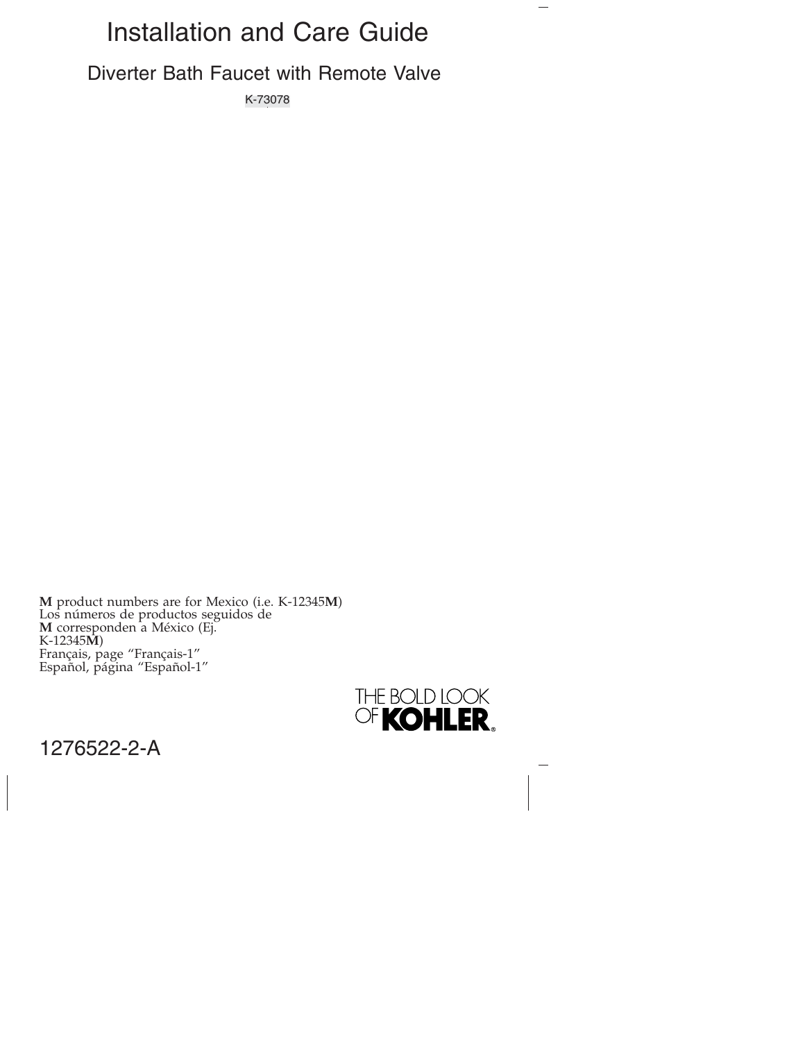# Installation and Care Guide

## Diverter Bath Faucet with Remote Valve

K-73078

**M** product numbers are for Mexico (i.e. K-12345**M**)
Los números de productos seguidos de **M** corresponden a México (Ej. K-12345**M**)
Français, page "Français-1"
Español, página "Español-1"

THE BOLD LOOK OF **KOHLER**®

1276522-2-A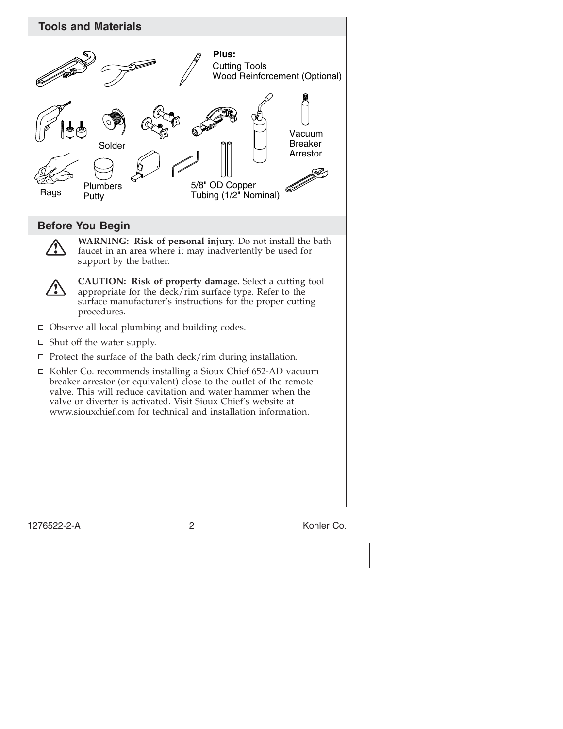## Tools and Materials

**Plus:**
Cutting Tools
Wood Reinforcement (Optional)

Solder

Vacuum Breaker Arrestor

Rags

Plumbers Putty

5/8" OD Copper Tubing (1/2" Nominal)

## Before You Begin

**WARNING: Risk of personal injury.** Do not install the bath faucet in an area where it may inadvertently be used for support by the bather.

**CAUTION: Risk of property damage.** Select a cutting tool appropriate for the deck/rim surface type. Refer to the surface manufacturer's instructions for the proper cutting procedures.

- Observe all local plumbing and building codes.
- Shut off the water supply.
- Protect the surface of the bath deck/rim during installation.
- Kohler Co. recommends installing a Sioux Chief 652-AD vacuum breaker arrestor (or equivalent) close to the outlet of the remote valve. This will reduce cavitation and water hammer when the valve or diverter is activated. Visit Sioux Chief's website at www.siouxchief.com for technical and installation information.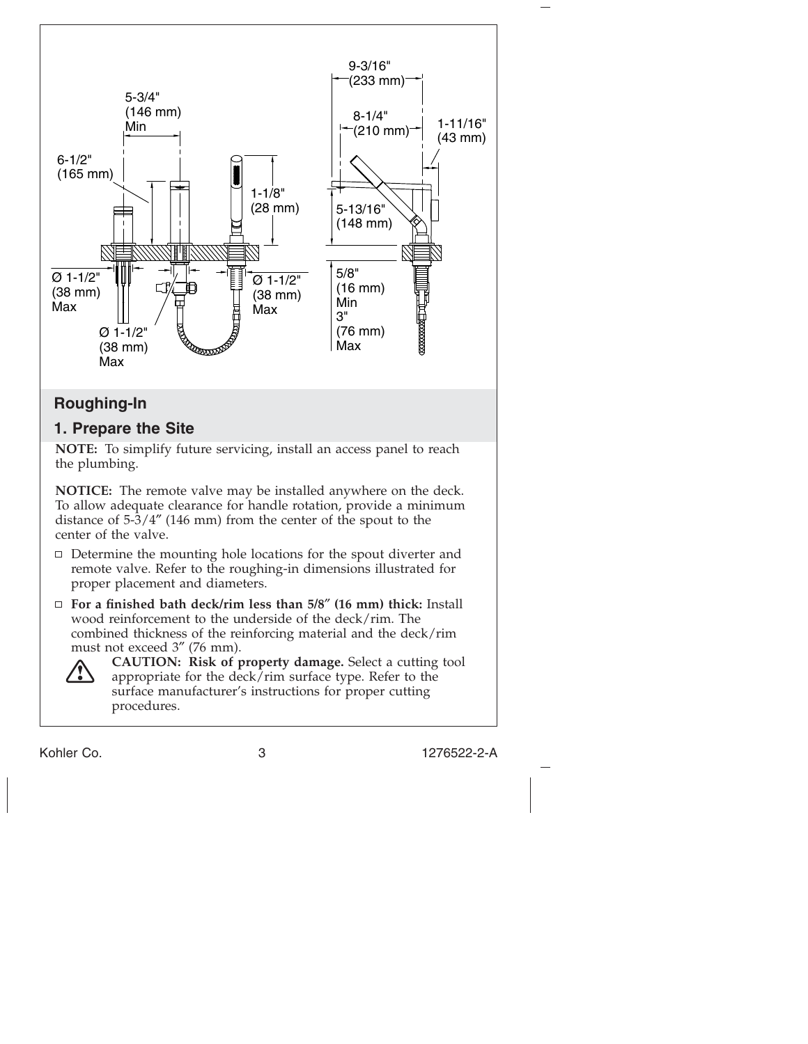## Roughing-In

## 1. Prepare the Site

**NOTE:** To simplify future servicing, install an access panel to reach the plumbing.

**NOTICE:** The remote valve may be installed anywhere on the deck. To allow adequate clearance for handle rotation, provide a minimum distance of 5-3/4″ (146 mm) from the center of the spout to the center of the valve.

- Determine the mounting hole locations for the spout diverter and remote valve. Refer to the roughing-in dimensions illustrated for proper placement and diameters.
- **For a finished bath deck/rim less than 5/8″ (16 mm) thick:** Install wood reinforcement to the underside of the deck/rim. The combined thickness of the reinforcing material and the deck/rim must not exceed 3″ (76 mm).

**CAUTION: Risk of property damage.** Select a cutting tool appropriate for the deck/rim surface type. Refer to the surface manufacturer's instructions for proper cutting procedures.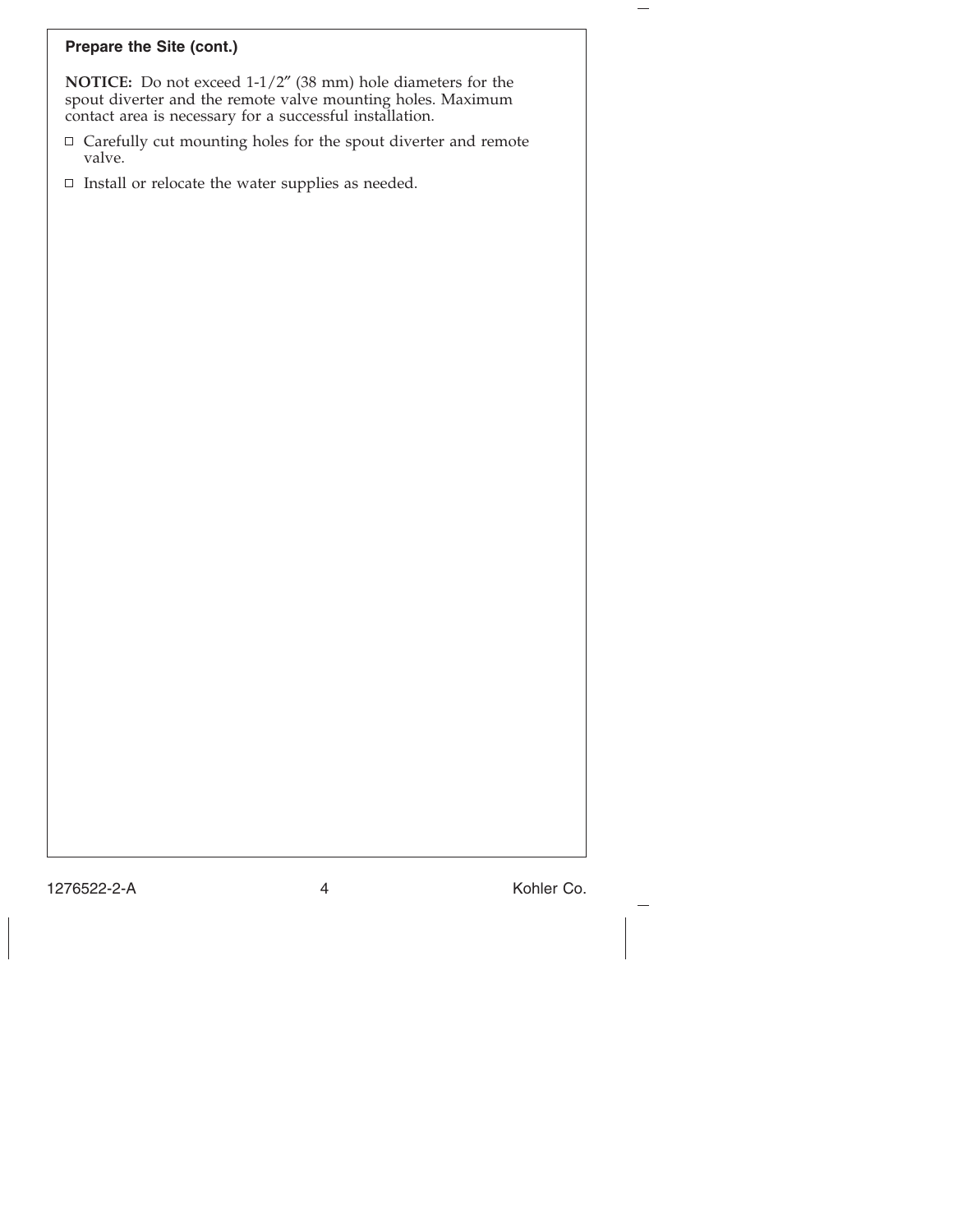## Prepare the Site (cont.)

**NOTICE:** Do not exceed 1-1/2″ (38 mm) hole diameters for the spout diverter and the remote valve mounting holes. Maximum contact area is necessary for a successful installation.

- ☐ Carefully cut mounting holes for the spout diverter and remote valve.
- ☐ Install or relocate the water supplies as needed.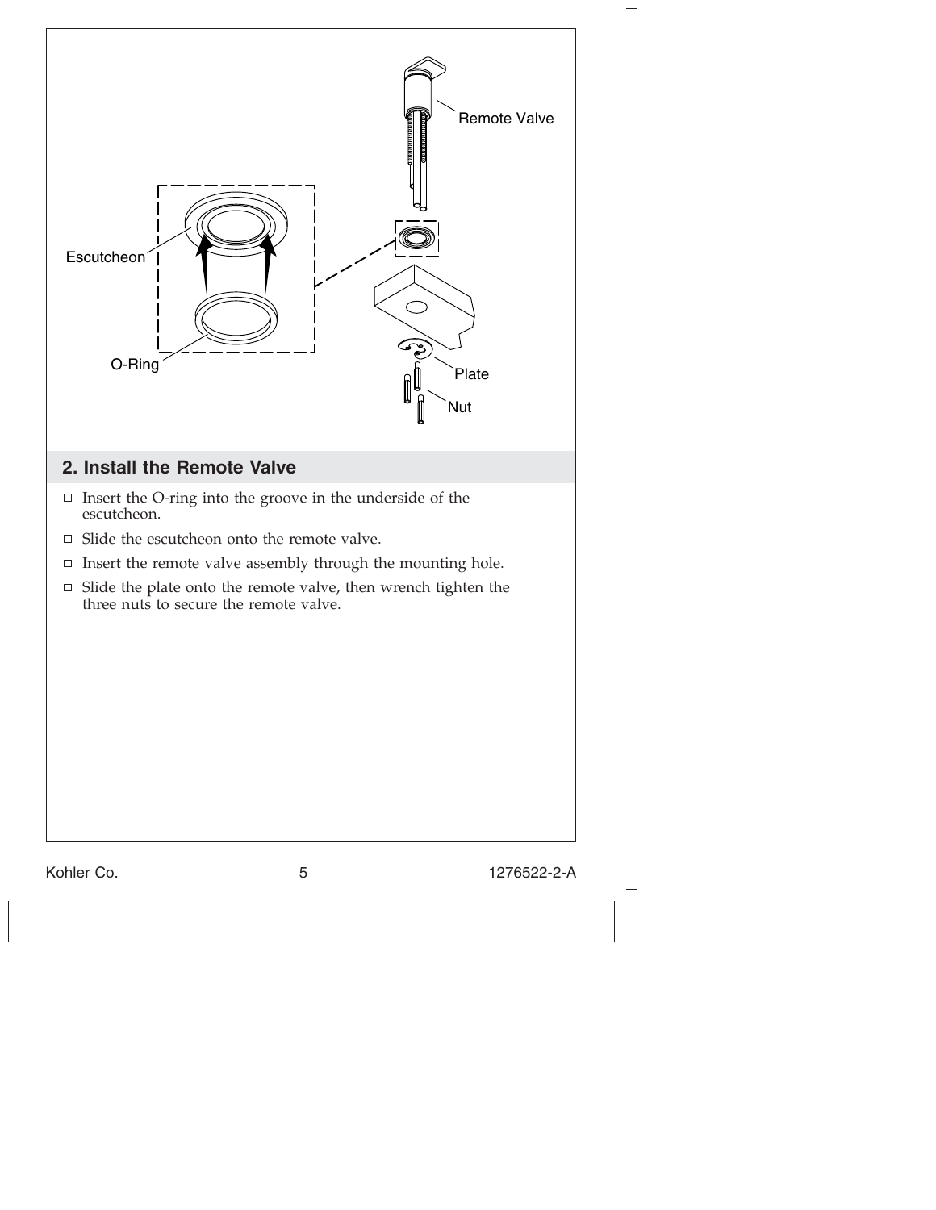Remote Valve

Escutcheon

O-Ring

Plate

Nut

## 2. Install the Remote Valve

- Insert the O-ring into the groove in the underside of the escutcheon.
- Slide the escutcheon onto the remote valve.
- Insert the remote valve assembly through the mounting hole.
- Slide the plate onto the remote valve, then wrench tighten the three nuts to secure the remote valve.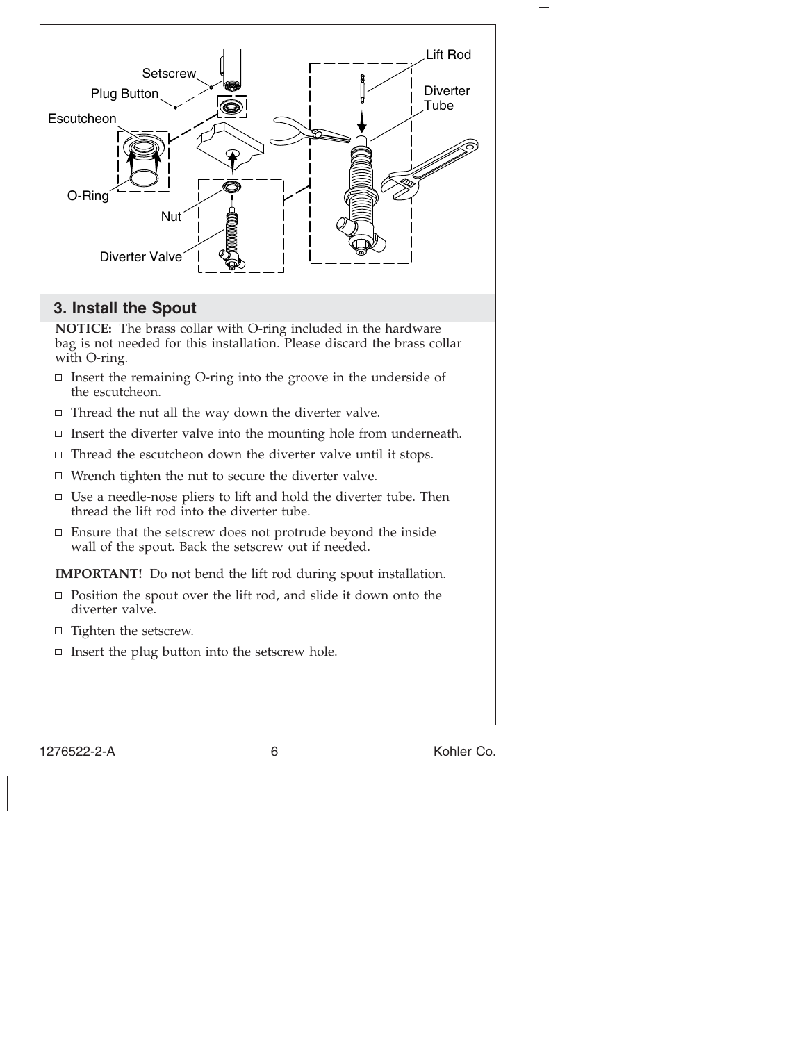## 3. Install the Spout

**NOTICE:** The brass collar with O-ring included in the hardware bag is not needed for this installation. Please discard the brass collar with O-ring.

- ☐ Insert the remaining O-ring into the groove in the underside of the escutcheon.
- ☐ Thread the nut all the way down the diverter valve.
- ☐ Insert the diverter valve into the mounting hole from underneath.
- ☐ Thread the escutcheon down the diverter valve until it stops.
- ☐ Wrench tighten the nut to secure the diverter valve.
- ☐ Use a needle-nose pliers to lift and hold the diverter tube. Then thread the lift rod into the diverter tube.
- ☐ Ensure that the setscrew does not protrude beyond the inside wall of the spout. Back the setscrew out if needed.

**IMPORTANT!** Do not bend the lift rod during spout installation.

- ☐ Position the spout over the lift rod, and slide it down onto the diverter valve.
- ☐ Tighten the setscrew.
- ☐ Insert the plug button into the setscrew hole.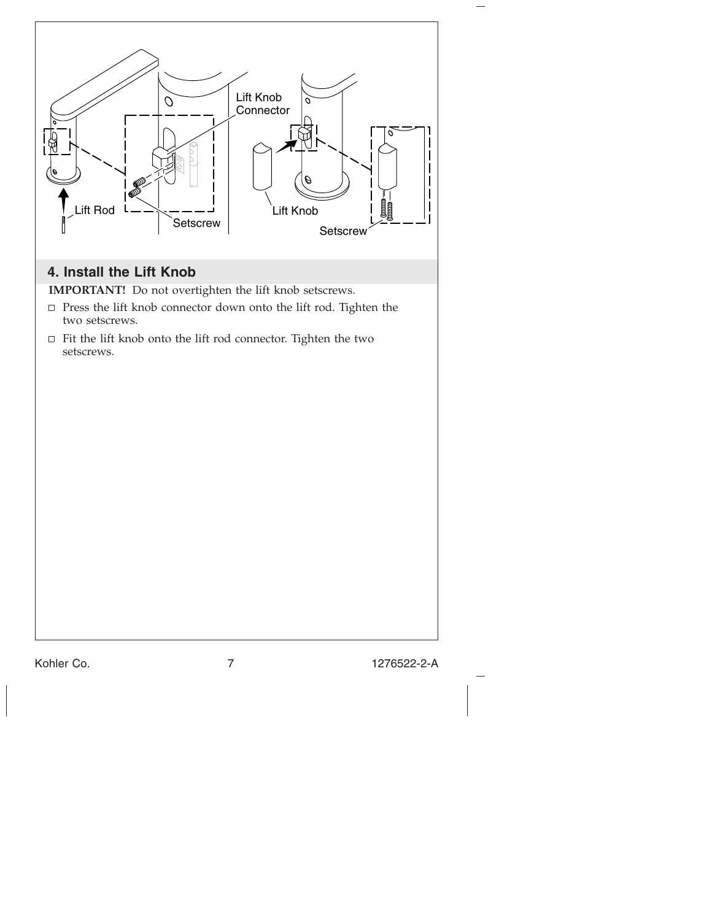## 4. Install the Lift Knob

**IMPORTANT!** Do not overtighten the lift knob setscrews.

- ☐ Press the lift knob connector down onto the lift rod. Tighten the two setscrews.
- ☐ Fit the lift knob onto the lift rod connector. Tighten the two setscrews.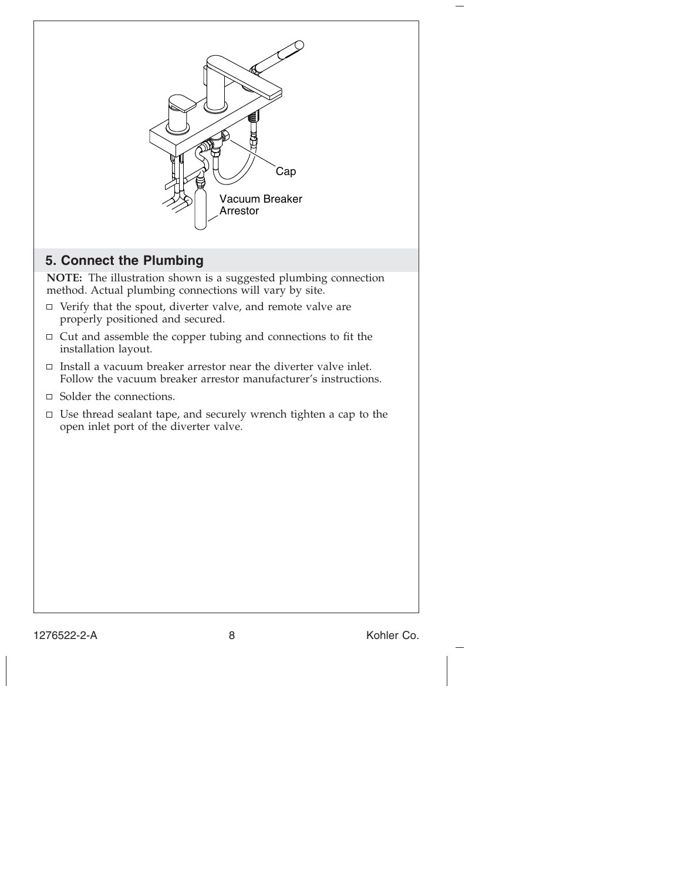Cap

Vacuum Breaker Arrestor

## 5. Connect the Plumbing

**NOTE:** The illustration shown is a suggested plumbing connection method. Actual plumbing connections will vary by site.

- ☐ Verify that the spout, diverter valve, and remote valve are properly positioned and secured.
- ☐ Cut and assemble the copper tubing and connections to fit the installation layout.
- ☐ Install a vacuum breaker arrestor near the diverter valve inlet. Follow the vacuum breaker arrestor manufacturer's instructions.
- ☐ Solder the connections.
- ☐ Use thread sealant tape, and securely wrench tighten a cap to the open inlet port of the diverter valve.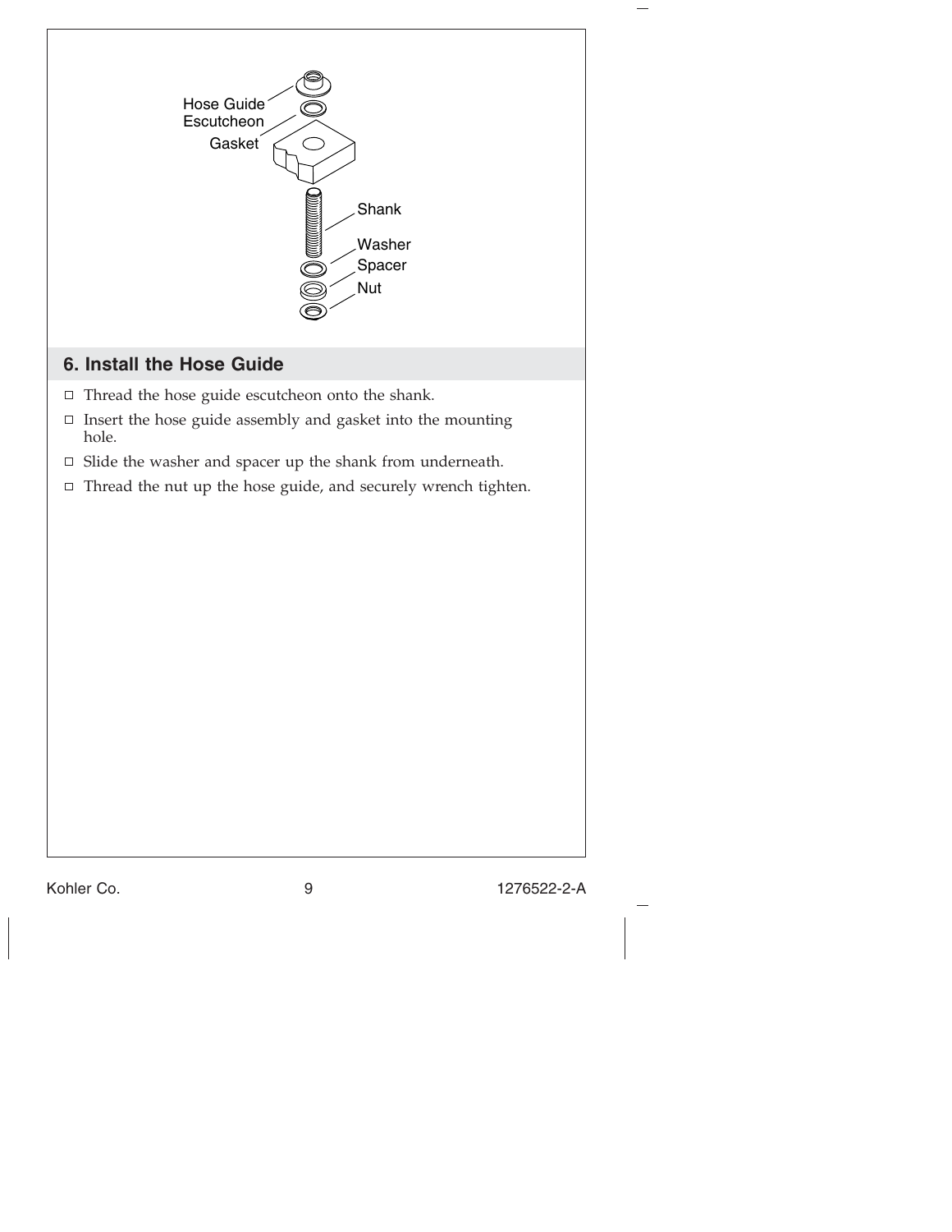Hose Guide Escutcheon

Gasket

Shank

Washer

Spacer

Nut

## 6. Install the Hose Guide

- □ Thread the hose guide escutcheon onto the shank.
- □ Insert the hose guide assembly and gasket into the mounting hole.
- □ Slide the washer and spacer up the shank from underneath.
- □ Thread the nut up the hose guide, and securely wrench tighten.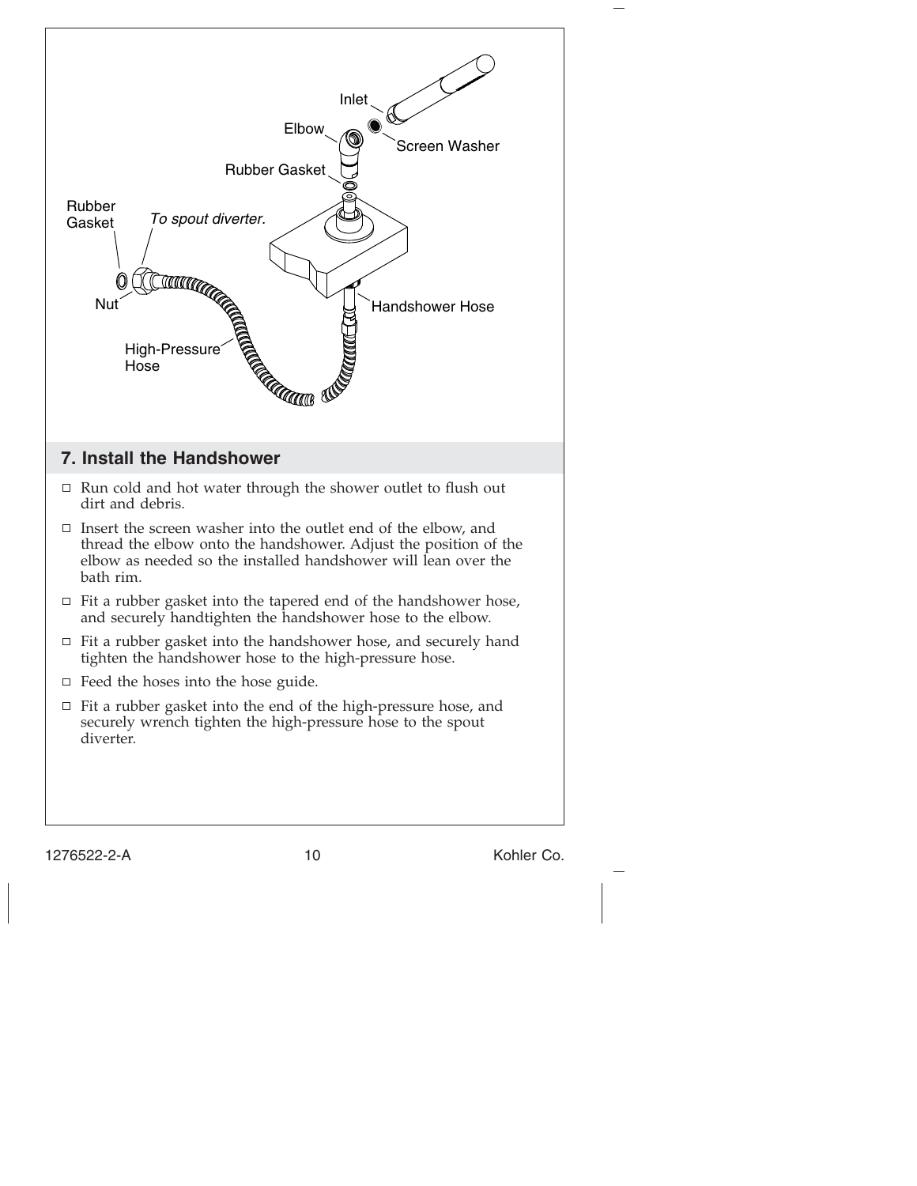## 7. Install the Handshower

- Run cold and hot water through the shower outlet to flush out dirt and debris.
- Insert the screen washer into the outlet end of the elbow, and thread the elbow onto the handshower. Adjust the position of the elbow as needed so the installed handshower will lean over the bath rim.
- Fit a rubber gasket into the tapered end of the handshower hose, and securely handtighten the handshower hose to the elbow.
- Fit a rubber gasket into the handshower hose, and securely hand tighten the handshower hose to the high-pressure hose.
- Feed the hoses into the hose guide.
- Fit a rubber gasket into the end of the high-pressure hose, and securely wrench tighten the high-pressure hose to the spout diverter.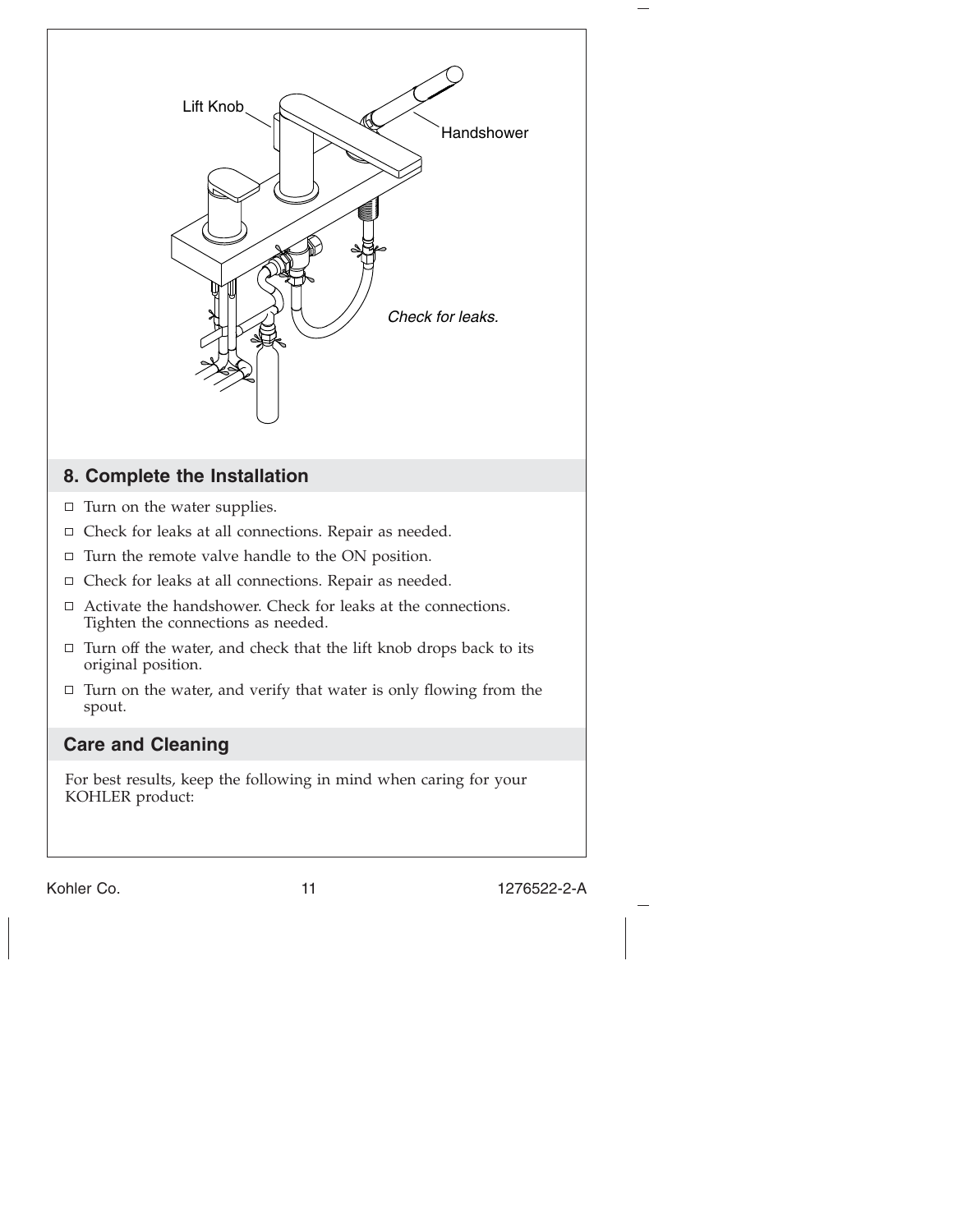Lift Knob

Handshower

*Check for leaks.*

## 8. Complete the Installation

- ☐ Turn on the water supplies.
- ☐ Check for leaks at all connections. Repair as needed.
- ☐ Turn the remote valve handle to the ON position.
- ☐ Check for leaks at all connections. Repair as needed.
- ☐ Activate the handshower. Check for leaks at the connections. Tighten the connections as needed.
- ☐ Turn off the water, and check that the lift knob drops back to its original position.
- ☐ Turn on the water, and verify that water is only flowing from the spout.

## Care and Cleaning

For best results, keep the following in mind when caring for your KOHLER product: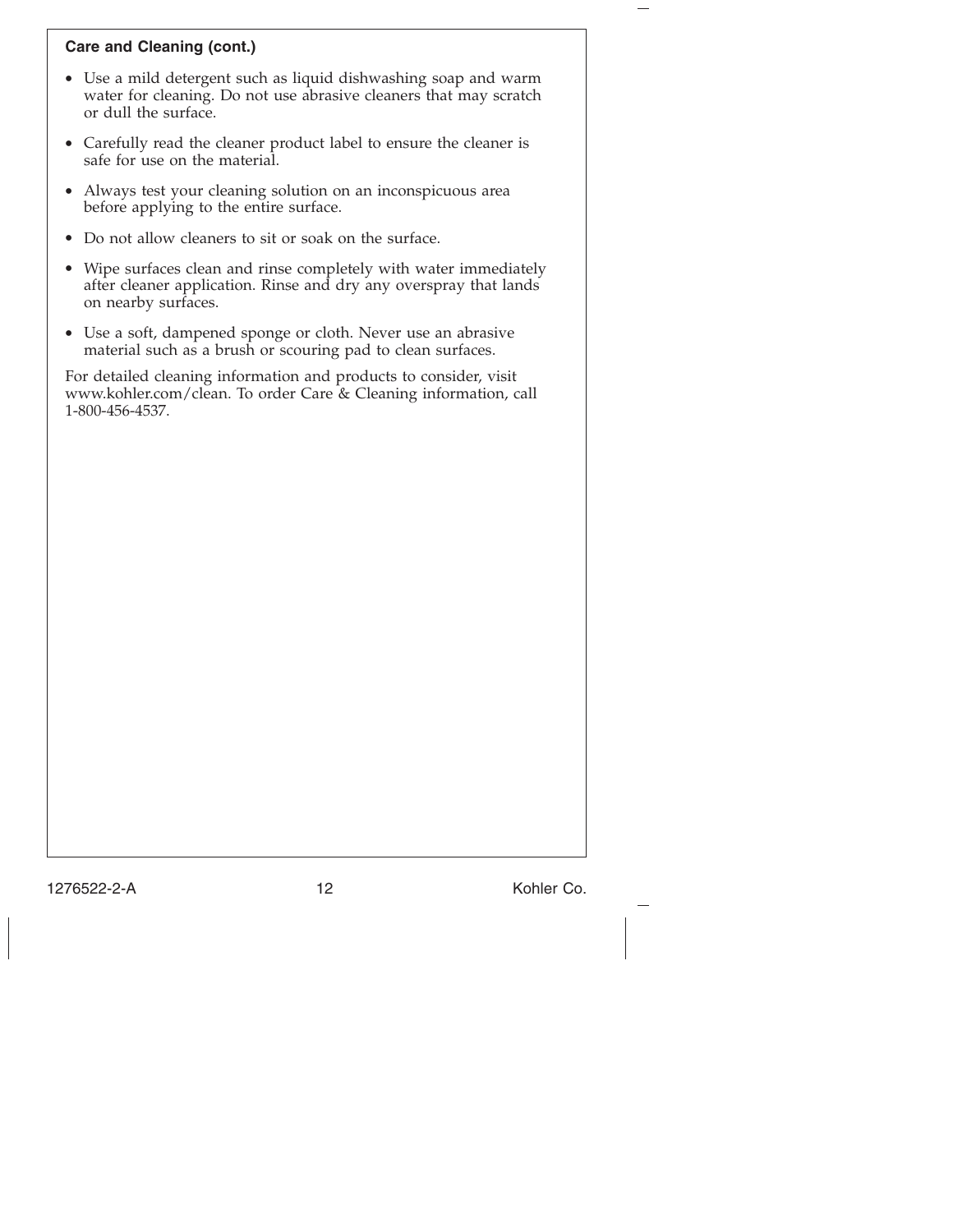**Care and Cleaning (cont.)**

- Use a mild detergent such as liquid dishwashing soap and warm water for cleaning. Do not use abrasive cleaners that may scratch or dull the surface.
- Carefully read the cleaner product label to ensure the cleaner is safe for use on the material.
- Always test your cleaning solution on an inconspicuous area before applying to the entire surface.
- Do not allow cleaners to sit or soak on the surface.
- Wipe surfaces clean and rinse completely with water immediately after cleaner application. Rinse and dry any overspray that lands on nearby surfaces.
- Use a soft, dampened sponge or cloth. Never use an abrasive material such as a brush or scouring pad to clean surfaces.

For detailed cleaning information and products to consider, visit www.kohler.com/clean. To order Care & Cleaning information, call 1-800-456-4537.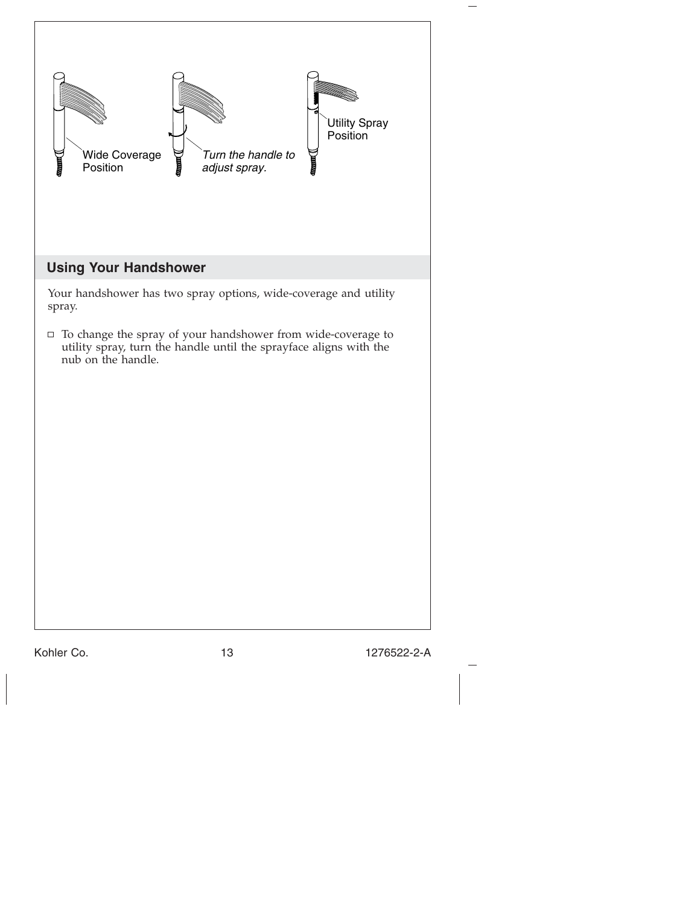Wide Coverage Position

*Turn the handle to adjust spray.*

Utility Spray Position

## Using Your Handshower

Your handshower has two spray options, wide-coverage and utility spray.

- To change the spray of your handshower from wide-coverage to utility spray, turn the handle until the sprayface aligns with the nub on the handle.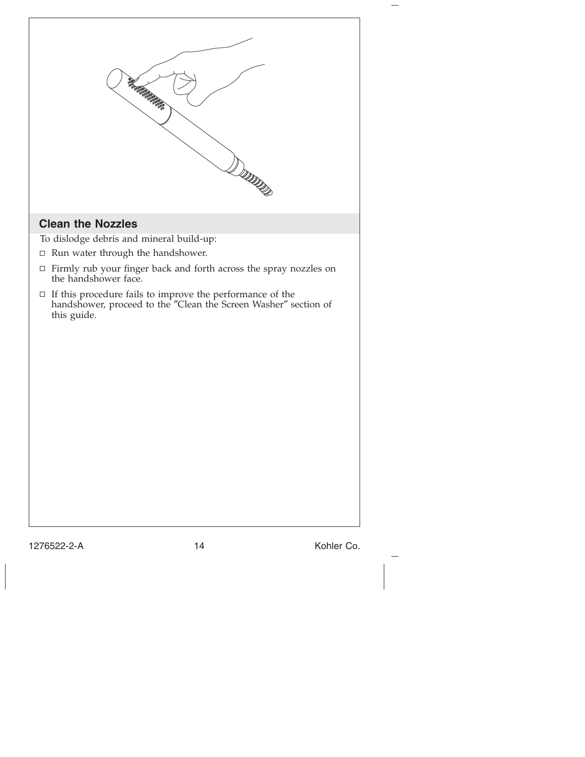## Clean the Nozzles

To dislodge debris and mineral build-up:

- Run water through the handshower.
- Firmly rub your finger back and forth across the spray nozzles on the handshower face.
- If this procedure fails to improve the performance of the handshower, proceed to the "Clean the Screen Washer" section of this guide.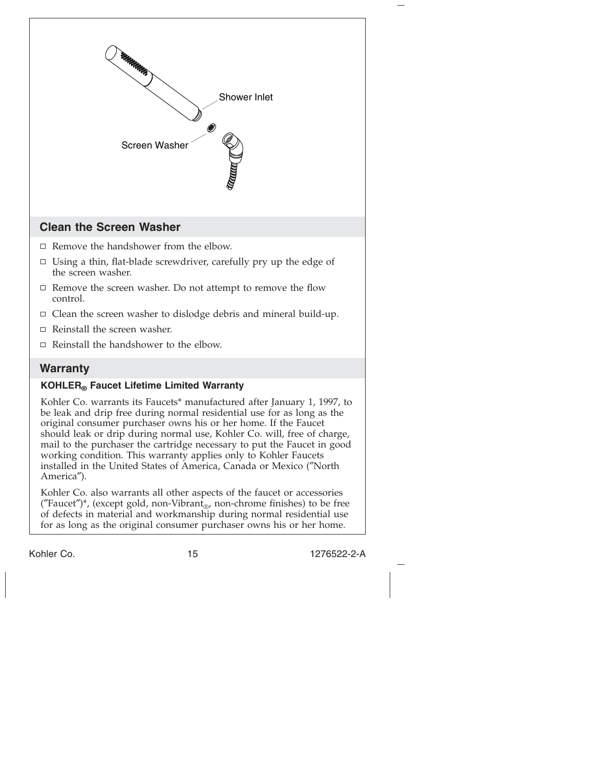Shower Inlet

Screen Washer

## Clean the Screen Washer

- Remove the handshower from the elbow.
- Using a thin, flat-blade screwdriver, carefully pry up the edge of the screen washer.
- Remove the screen washer. Do not attempt to remove the flow control.
- Clean the screen washer to dislodge debris and mineral build-up.
- Reinstall the screen washer.
- Reinstall the handshower to the elbow.

## Warranty

### KOHLER® Faucet Lifetime Limited Warranty

Kohler Co. warrants its Faucets* manufactured after January 1, 1997, to be leak and drip free during normal residential use for as long as the original consumer purchaser owns his or her home. If the Faucet should leak or drip during normal use, Kohler Co. will, free of charge, mail to the purchaser the cartridge necessary to put the Faucet in good working condition. This warranty applies only to Kohler Faucets installed in the United States of America, Canada or Mexico ("North America").

Kohler Co. also warrants all other aspects of the faucet or accessories ("Faucet")*, (except gold, non-Vibrant®, non-chrome finishes) to be free of defects in material and workmanship during normal residential use for as long as the original consumer purchaser owns his or her home.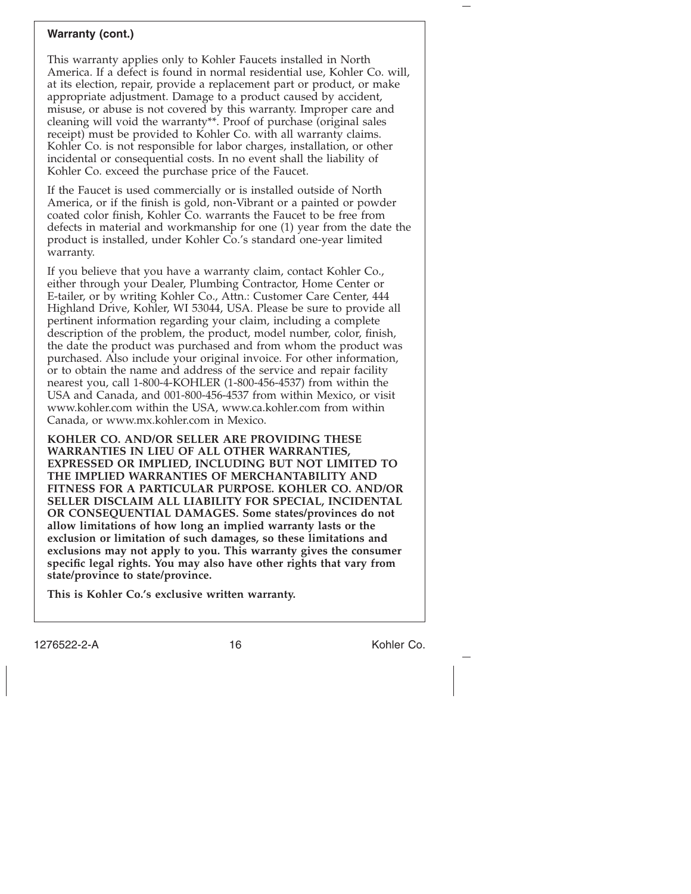**Warranty (cont.)**

This warranty applies only to Kohler Faucets installed in North America. If a defect is found in normal residential use, Kohler Co. will, at its election, repair, provide a replacement part or product, or make appropriate adjustment. Damage to a product caused by accident, misuse, or abuse is not covered by this warranty. Improper care and cleaning will void the warranty**. Proof of purchase (original sales receipt) must be provided to Kohler Co. with all warranty claims. Kohler Co. is not responsible for labor charges, installation, or other incidental or consequential costs. In no event shall the liability of Kohler Co. exceed the purchase price of the Faucet.

If the Faucet is used commercially or is installed outside of North America, or if the finish is gold, non-Vibrant or a painted or powder coated color finish, Kohler Co. warrants the Faucet to be free from defects in material and workmanship for one (1) year from the date the product is installed, under Kohler Co.'s standard one-year limited warranty.

If you believe that you have a warranty claim, contact Kohler Co., either through your Dealer, Plumbing Contractor, Home Center or E-tailer, or by writing Kohler Co., Attn.: Customer Care Center, 444 Highland Drive, Kohler, WI 53044, USA. Please be sure to provide all pertinent information regarding your claim, including a complete description of the problem, the product, model number, color, finish, the date the product was purchased and from whom the product was purchased. Also include your original invoice. For other information, or to obtain the name and address of the service and repair facility nearest you, call 1-800-4-KOHLER (1-800-456-4537) from within the USA and Canada, and 001-800-456-4537 from within Mexico, or visit www.kohler.com within the USA, www.ca.kohler.com from within Canada, or www.mx.kohler.com in Mexico.

**KOHLER CO. AND/OR SELLER ARE PROVIDING THESE WARRANTIES IN LIEU OF ALL OTHER WARRANTIES, EXPRESSED OR IMPLIED, INCLUDING BUT NOT LIMITED TO THE IMPLIED WARRANTIES OF MERCHANTABILITY AND FITNESS FOR A PARTICULAR PURPOSE. KOHLER CO. AND/OR SELLER DISCLAIM ALL LIABILITY FOR SPECIAL, INCIDENTAL OR CONSEQUENTIAL DAMAGES. Some states/provinces do not allow limitations of how long an implied warranty lasts or the exclusion or limitation of such damages, so these limitations and exclusions may not apply to you. This warranty gives the consumer specific legal rights. You may also have other rights that vary from state/province to state/province.**

**This is Kohler Co.'s exclusive written warranty.**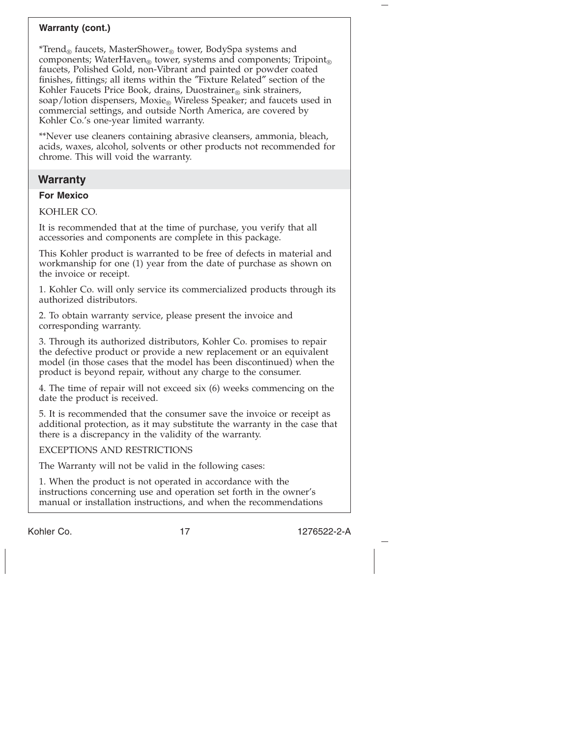**Warranty (cont.)**

*Trend® faucets, MasterShower® tower, BodySpa systems and components; WaterHaven® tower, systems and components; Tripoint® faucets, Polished Gold, non-Vibrant and painted or powder coated finishes, fittings; all items within the "Fixture Related" section of the Kohler Faucets Price Book, drains, Duostrainer® sink strainers, soap/lotion dispensers, Moxie® Wireless Speaker; and faucets used in commercial settings, and outside North America, are covered by Kohler Co.'s one-year limited warranty.

**Never use cleaners containing abrasive cleansers, ammonia, bleach, acids, waxes, alcohol, solvents or other products not recommended for chrome. This will void the warranty.

## Warranty

**For Mexico**

KOHLER CO.

It is recommended that at the time of purchase, you verify that all accessories and components are complete in this package.

This Kohler product is warranted to be free of defects in material and workmanship for one (1) year from the date of purchase as shown on the invoice or receipt.

1. Kohler Co. will only service its commercialized products through its authorized distributors.

2. To obtain warranty service, please present the invoice and corresponding warranty.

3. Through its authorized distributors, Kohler Co. promises to repair the defective product or provide a new replacement or an equivalent model (in those cases that the model has been discontinued) when the product is beyond repair, without any charge to the consumer.

4. The time of repair will not exceed six (6) weeks commencing on the date the product is received.

5. It is recommended that the consumer save the invoice or receipt as additional protection, as it may substitute the warranty in the case that there is a discrepancy in the validity of the warranty.

EXCEPTIONS AND RESTRICTIONS

The Warranty will not be valid in the following cases:

1. When the product is not operated in accordance with the instructions concerning use and operation set forth in the owner's manual or installation instructions, and when the recommendations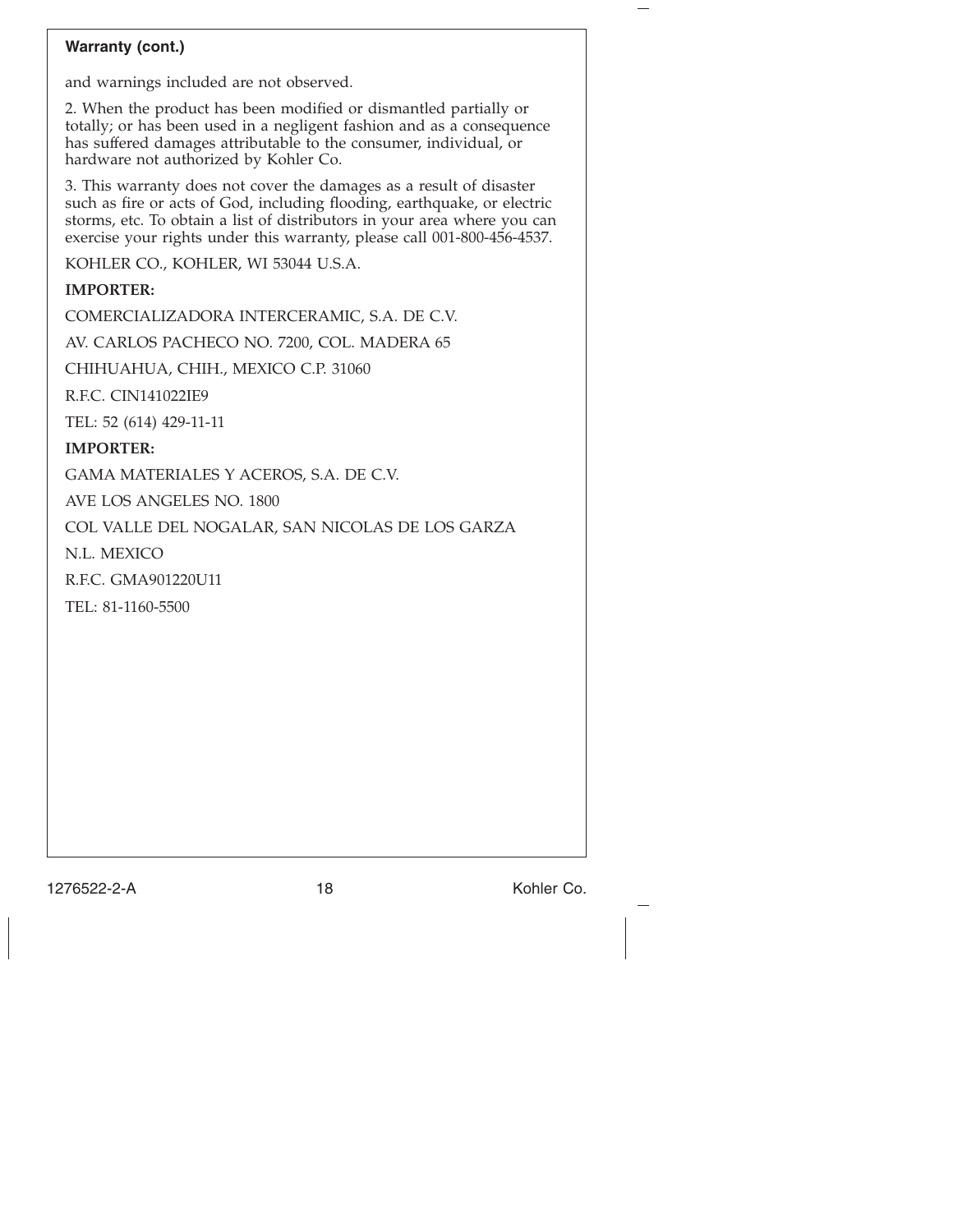**Warranty (cont.)**

and warnings included are not observed.

2. When the product has been modified or dismantled partially or totally; or has been used in a negligent fashion and as a consequence has suffered damages attributable to the consumer, individual, or hardware not authorized by Kohler Co.

3. This warranty does not cover the damages as a result of disaster such as fire or acts of God, including flooding, earthquake, or electric storms, etc. To obtain a list of distributors in your area where you can exercise your rights under this warranty, please call 001-800-456-4537.

KOHLER CO., KOHLER, WI 53044 U.S.A.

**IMPORTER:**

COMERCIALIZADORA INTERCERAMIC, S.A. DE C.V.

AV. CARLOS PACHECO NO. 7200, COL. MADERA 65

CHIHUAHUA, CHIH., MEXICO C.P. 31060

R.F.C. CIN141022IE9

TEL: 52 (614) 429-11-11

**IMPORTER:**

GAMA MATERIALES Y ACEROS, S.A. DE C.V.

AVE LOS ANGELES NO. 1800

COL VALLE DEL NOGALAR, SAN NICOLAS DE LOS GARZA

N.L. MEXICO

R.F.C. GMA901220U11

TEL: 81-1160-5500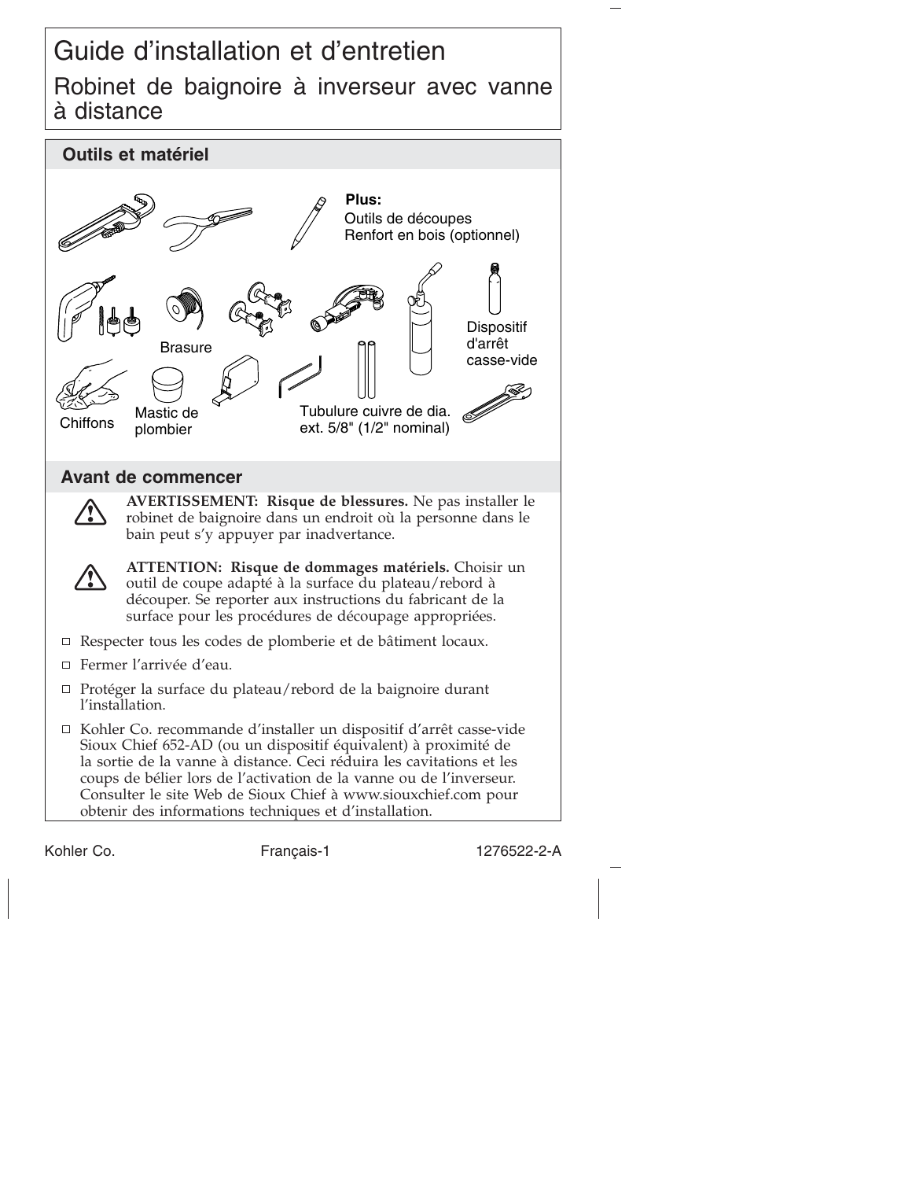# Guide d'installation et d'entretien

## Robinet de baignoire à inverseur avec vanne à distance

### Outils et matériel

**Plus:**
Outils de découpes
Renfort en bois (optionnel)

Brasure

Dispositif d'arrêt casse-vide

Chiffons

Mastic de plombier

Tubulure cuivre de dia. ext. 5/8" (1/2" nominal)

### Avant de commencer

**AVERTISSEMENT: Risque de blessures.** Ne pas installer le robinet de baignoire dans un endroit où la personne dans le bain peut s'y appuyer par inadvertance.

**ATTENTION: Risque de dommages matériels.** Choisir un outil de coupe adapté à la surface du plateau/rebord à découper. Se reporter aux instructions du fabricant de la surface pour les procédures de découpage appropriées.

- ☐ Respecter tous les codes de plomberie et de bâtiment locaux.
- ☐ Fermer l'arrivée d'eau.
- ☐ Protéger la surface du plateau/rebord de la baignoire durant l'installation.
- ☐ Kohler Co. recommande d'installer un dispositif d'arrêt casse-vide Sioux Chief 652-AD (ou un dispositif équivalent) à proximité de la sortie de la vanne à distance. Ceci réduira les cavitations et les coups de bélier lors de l'activation de la vanne ou de l'inverseur. Consulter le site Web de Sioux Chief à www.siouxchief.com pour obtenir des informations techniques et d'installation.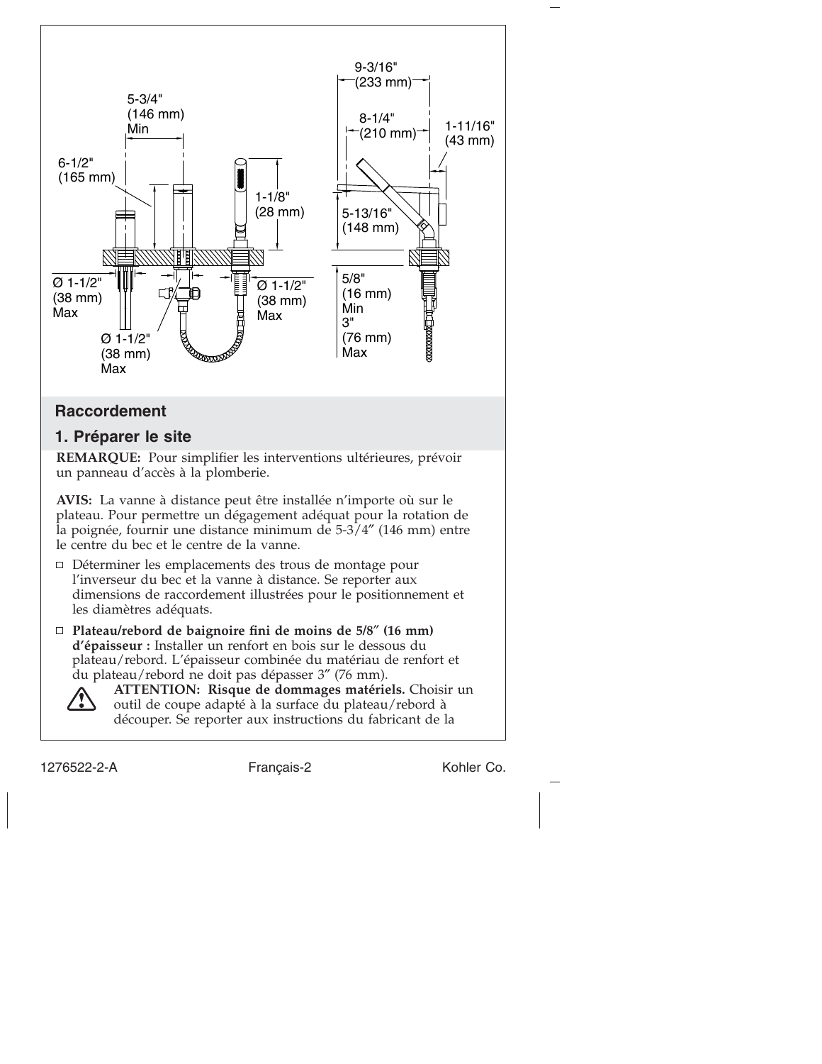5-3/4" (146 mm) Min

6-1/2" (165 mm)

1-1/8" (28 mm)

Ø 1-1/2" (38 mm) Max

Ø 1-1/2" (38 mm) Max

Ø 1-1/2" (38 mm) Max

9-3/16" (233 mm)

8-1/4" (210 mm)

1-11/16" (43 mm)

5-13/16" (148 mm)

5/8" (16 mm) Min
3" (76 mm) Max

## Raccordement

### 1. Préparer le site

**REMARQUE:** Pour simplifier les interventions ultérieures, prévoir un panneau d'accès à la plomberie.

**AVIS:** La vanne à distance peut être installée n'importe où sur le plateau. Pour permettre un dégagement adéquat pour la rotation de la poignée, fournir une distance minimum de 5-3/4″ (146 mm) entre le centre du bec et le centre de la vanne.

- ☐ Déterminer les emplacements des trous de montage pour l'inverseur du bec et la vanne à distance. Se reporter aux dimensions de raccordement illustrées pour le positionnement et les diamètres adéquats.
- ☐ **Plateau/rebord de baignoire fini de moins de 5/8″ (16 mm) d'épaisseur :** Installer un renfort en bois sur le dessous du plateau/rebord. L'épaisseur combinée du matériau de renfort et du plateau/rebord ne doit pas dépasser 3″ (76 mm).

  **ATTENTION: Risque de dommages matériels.** Choisir un outil de coupe adapté à la surface du plateau/rebord à découper. Se reporter aux instructions du fabricant de la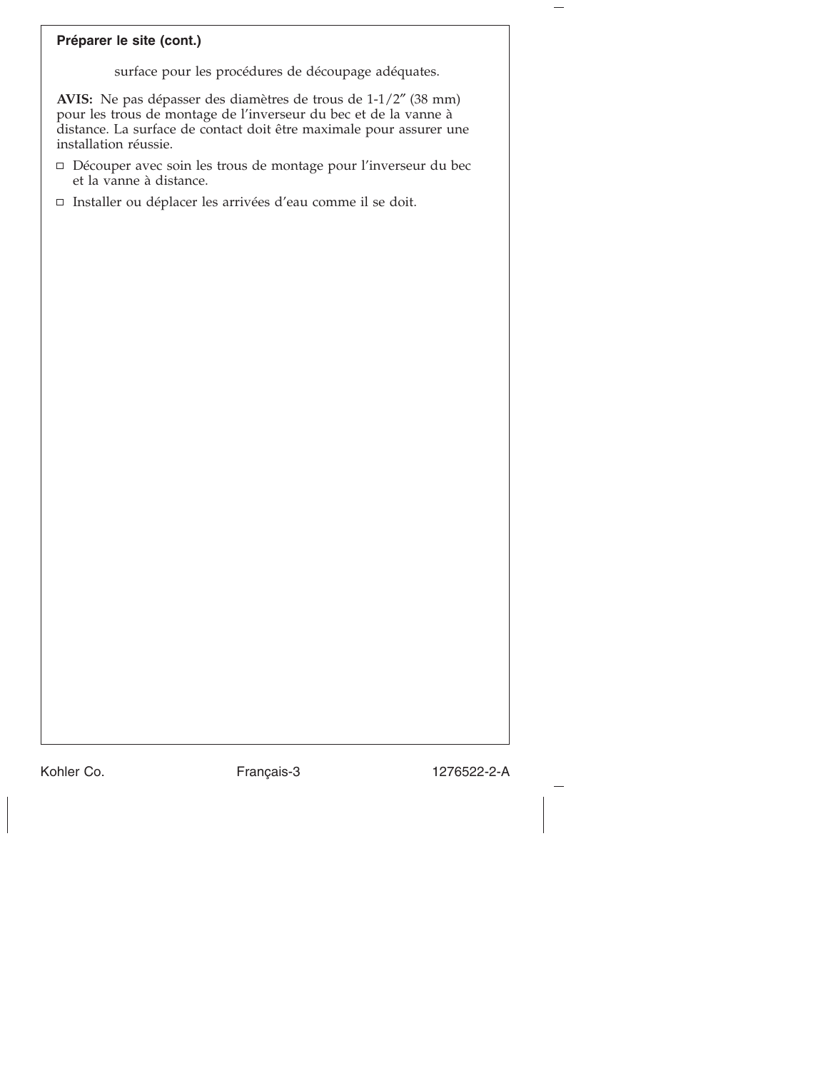**Préparer le site (cont.)**

surface pour les procédures de découpage adéquates.

**AVIS:** Ne pas dépasser des diamètres de trous de 1-1/2″ (38 mm) pour les trous de montage de l'inverseur du bec et de la vanne à distance. La surface de contact doit être maximale pour assurer une installation réussie.

- ☐ Découper avec soin les trous de montage pour l'inverseur du bec et la vanne à distance.
- ☐ Installer ou déplacer les arrivées d'eau comme il se doit.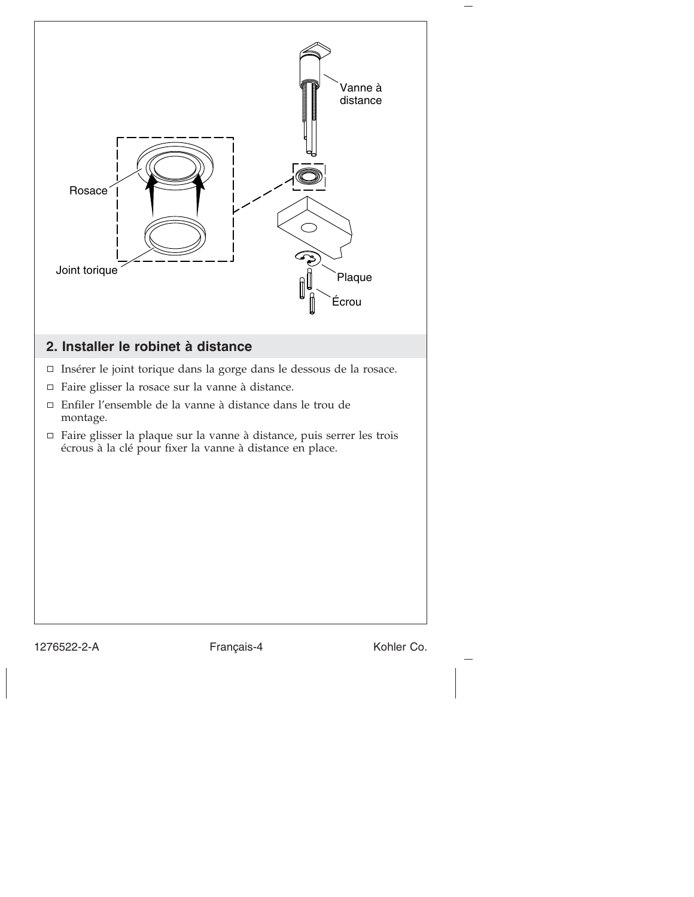Vanne à distance

Rosace

Joint torique

Plaque

Écrou

## 2. Installer le robinet à distance

- ☐ Insérer le joint torique dans la gorge dans le dessous de la rosace.
- ☐ Faire glisser la rosace sur la vanne à distance.
- ☐ Enfiler l'ensemble de la vanne à distance dans le trou de montage.
- ☐ Faire glisser la plaque sur la vanne à distance, puis serrer les trois écrous à la clé pour fixer la vanne à distance en place.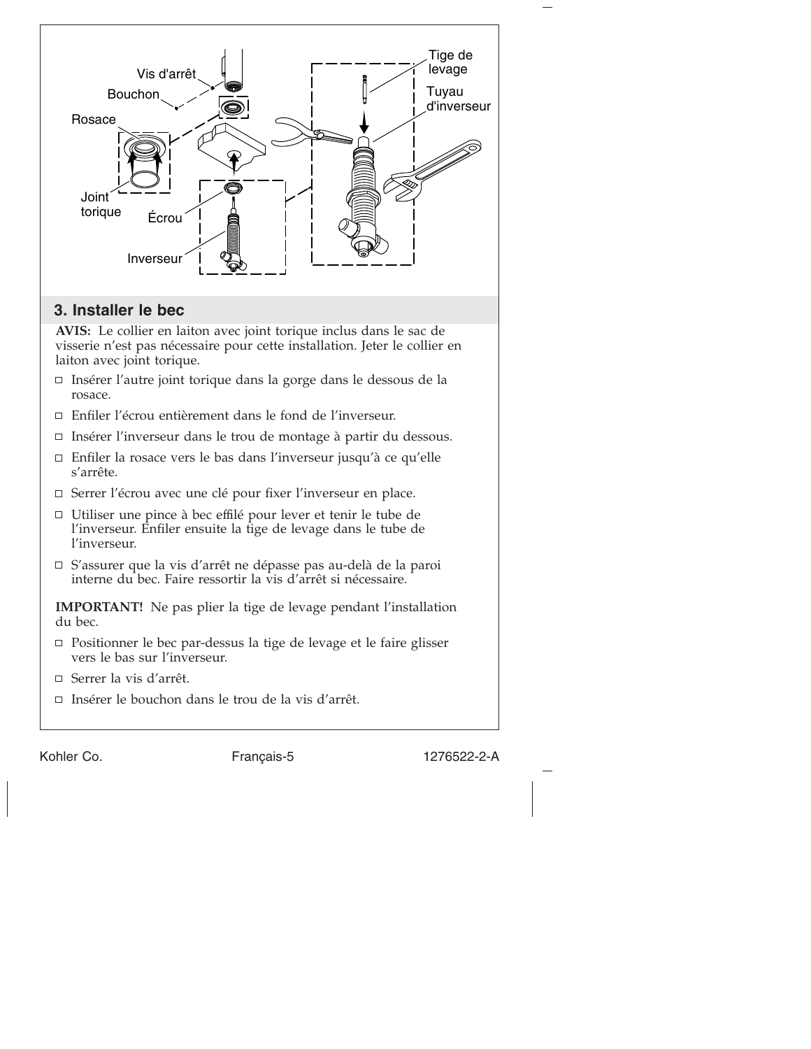## 3. Installer le bec

**AVIS:** Le collier en laiton avec joint torique inclus dans le sac de visserie n'est pas nécessaire pour cette installation. Jeter le collier en laiton avec joint torique.

- ☐ Insérer l'autre joint torique dans la gorge dans le dessous de la rosace.
- ☐ Enfiler l'écrou entièrement dans le fond de l'inverseur.
- ☐ Insérer l'inverseur dans le trou de montage à partir du dessous.
- ☐ Enfiler la rosace vers le bas dans l'inverseur jusqu'à ce qu'elle s'arrête.
- ☐ Serrer l'écrou avec une clé pour fixer l'inverseur en place.
- ☐ Utiliser une pince à bec effilé pour lever et tenir le tube de l'inverseur. Enfiler ensuite la tige de levage dans le tube de l'inverseur.
- ☐ S'assurer que la vis d'arrêt ne dépasse pas au-delà de la paroi interne du bec. Faire ressortir la vis d'arrêt si nécessaire.

**IMPORTANT!** Ne pas plier la tige de levage pendant l'installation du bec.

- ☐ Positionner le bec par-dessus la tige de levage et le faire glisser vers le bas sur l'inverseur.
- ☐ Serrer la vis d'arrêt.
- ☐ Insérer le bouchon dans le trou de la vis d'arrêt.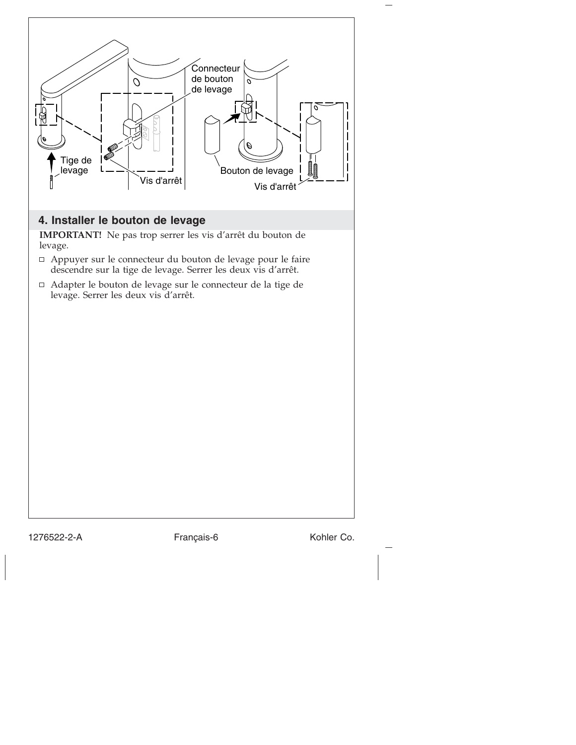## 4. Installer le bouton de levage

**IMPORTANT!** Ne pas trop serrer les vis d'arrêt du bouton de levage.

- Appuyer sur le connecteur du bouton de levage pour le faire descendre sur la tige de levage. Serrer les deux vis d'arrêt.
- Adapter le bouton de levage sur le connecteur de la tige de levage. Serrer les deux vis d'arrêt.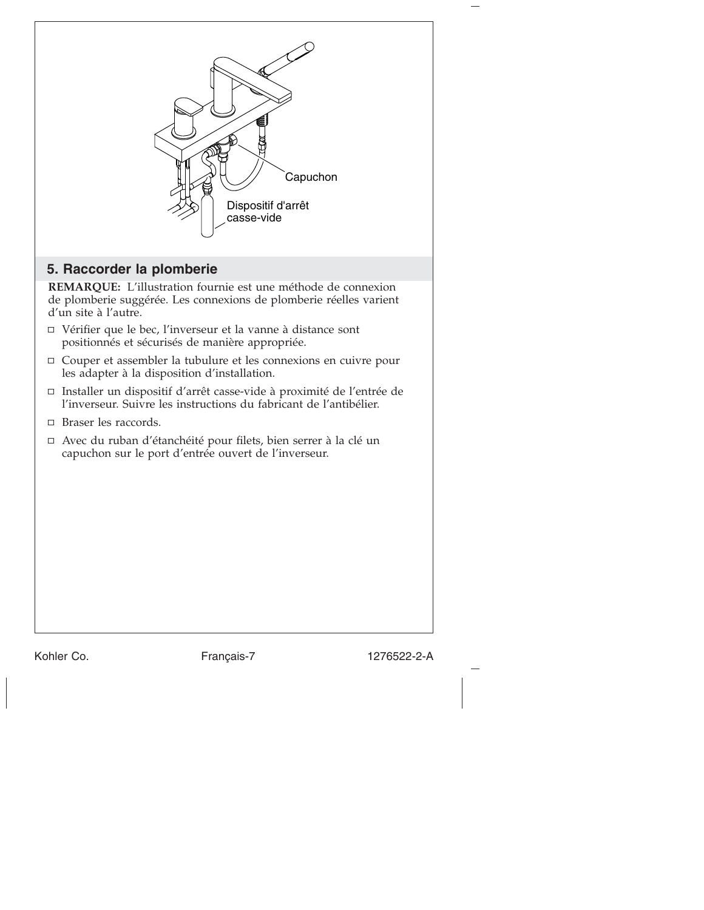Capuchon

Dispositif d'arrêt casse-vide

## 5. Raccorder la plomberie

**REMARQUE:** L'illustration fournie est une méthode de connexion de plomberie suggérée. Les connexions de plomberie réelles varient d'un site à l'autre.

- ☐ Vérifier que le bec, l'inverseur et la vanne à distance sont positionnés et sécurisés de manière appropriée.
- ☐ Couper et assembler la tubulure et les connexions en cuivre pour les adapter à la disposition d'installation.
- ☐ Installer un dispositif d'arrêt casse-vide à proximité de l'entrée de l'inverseur. Suivre les instructions du fabricant de l'antibélier.
- ☐ Braser les raccords.
- ☐ Avec du ruban d'étanchéité pour filets, bien serrer à la clé un capuchon sur le port d'entrée ouvert de l'inverseur.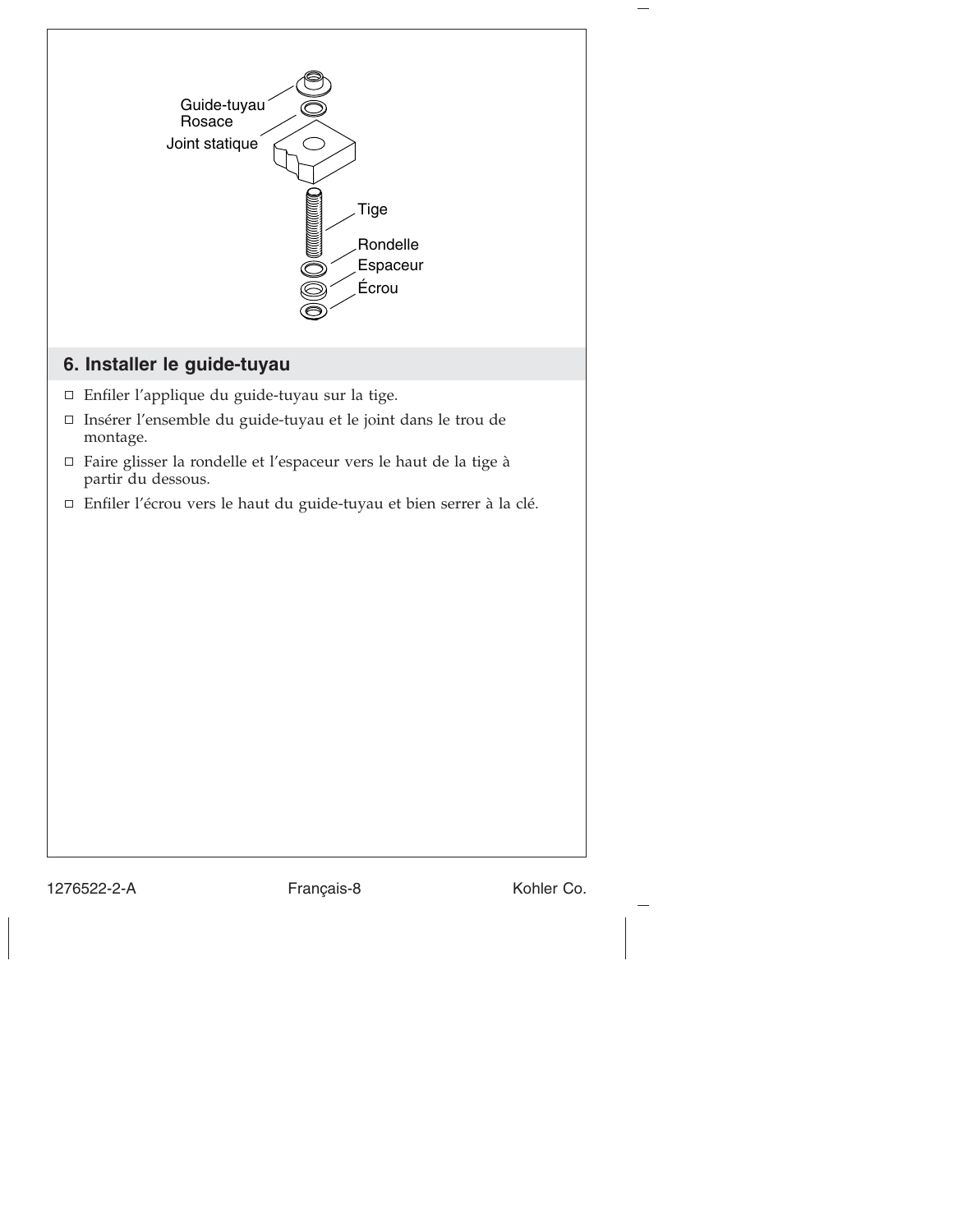Guide-tuyau
Rosace
Joint statique
Tige
Rondelle
Espaceur
Écrou

## 6. Installer le guide-tuyau

- ☐ Enfiler l'applique du guide-tuyau sur la tige.
- ☐ Insérer l'ensemble du guide-tuyau et le joint dans le trou de montage.
- ☐ Faire glisser la rondelle et l'espaceur vers le haut de la tige à partir du dessous.
- ☐ Enfiler l'écrou vers le haut du guide-tuyau et bien serrer à la clé.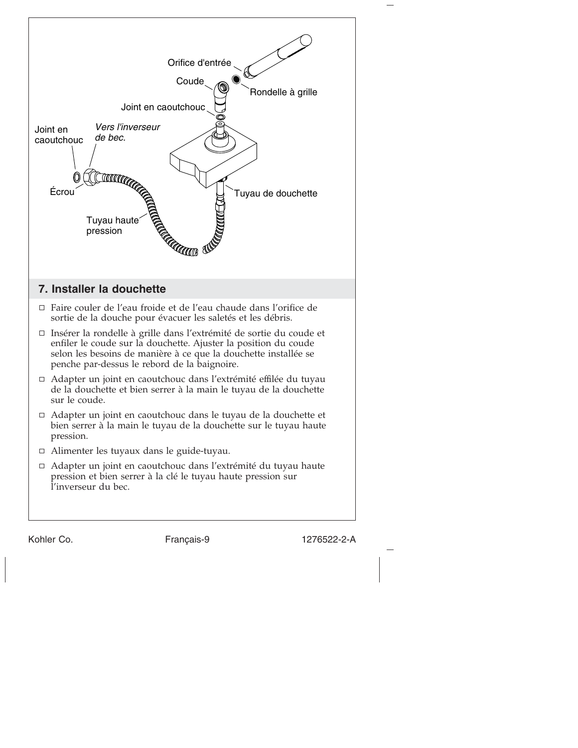## 7. Installer la douchette

- ☐ Faire couler de l'eau froide et de l'eau chaude dans l'orifice de sortie de la douche pour évacuer les saletés et les débris.
- ☐ Insérer la rondelle à grille dans l'extrémité de sortie du coude et enfiler le coude sur la douchette. Ajuster la position du coude selon les besoins de manière à ce que la douchette installée se penche par-dessus le rebord de la baignoire.
- ☐ Adapter un joint en caoutchouc dans l'extrémité effilée du tuyau de la douchette et bien serrer à la main le tuyau de la douchette sur le coude.
- ☐ Adapter un joint en caoutchouc dans le tuyau de la douchette et bien serrer à la main le tuyau de la douchette sur le tuyau haute pression.
- ☐ Alimenter les tuyaux dans le guide-tuyau.
- ☐ Adapter un joint en caoutchouc dans l'extrémité du tuyau haute pression et bien serrer à la clé le tuyau haute pression sur l'inverseur du bec.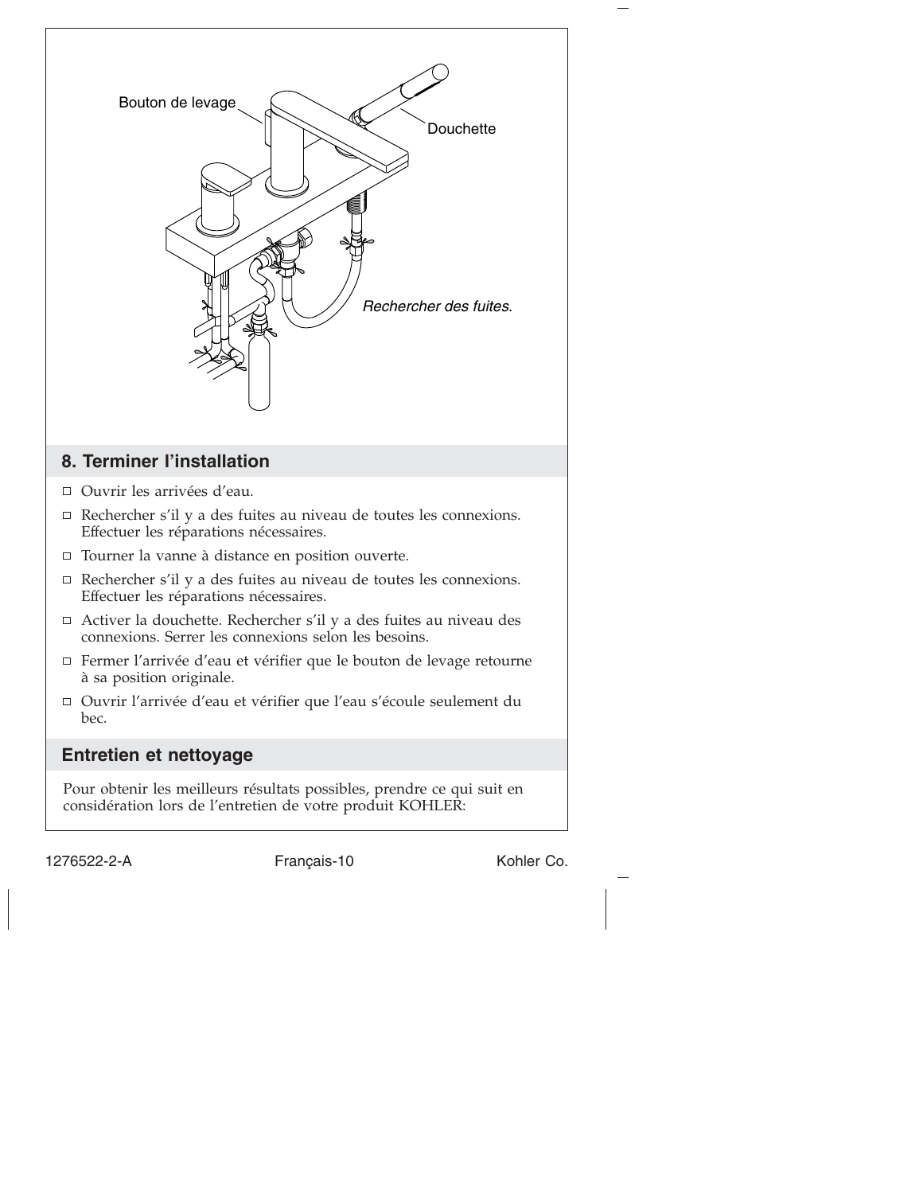## 8. Terminer l'installation

- ☐ Ouvrir les arrivées d'eau.
- ☐ Rechercher s'il y a des fuites au niveau de toutes les connexions. Effectuer les réparations nécessaires.
- ☐ Tourner la vanne à distance en position ouverte.
- ☐ Rechercher s'il y a des fuites au niveau de toutes les connexions. Effectuer les réparations nécessaires.
- ☐ Activer la douchette. Rechercher s'il y a des fuites au niveau des connexions. Serrer les connexions selon les besoins.
- ☐ Fermer l'arrivée d'eau et vérifier que le bouton de levage retourne à sa position originale.
- ☐ Ouvrir l'arrivée d'eau et vérifier que l'eau s'écoule seulement du bec.

## Entretien et nettoyage

Pour obtenir les meilleurs résultats possibles, prendre ce qui suit en considération lors de l'entretien de votre produit KOHLER: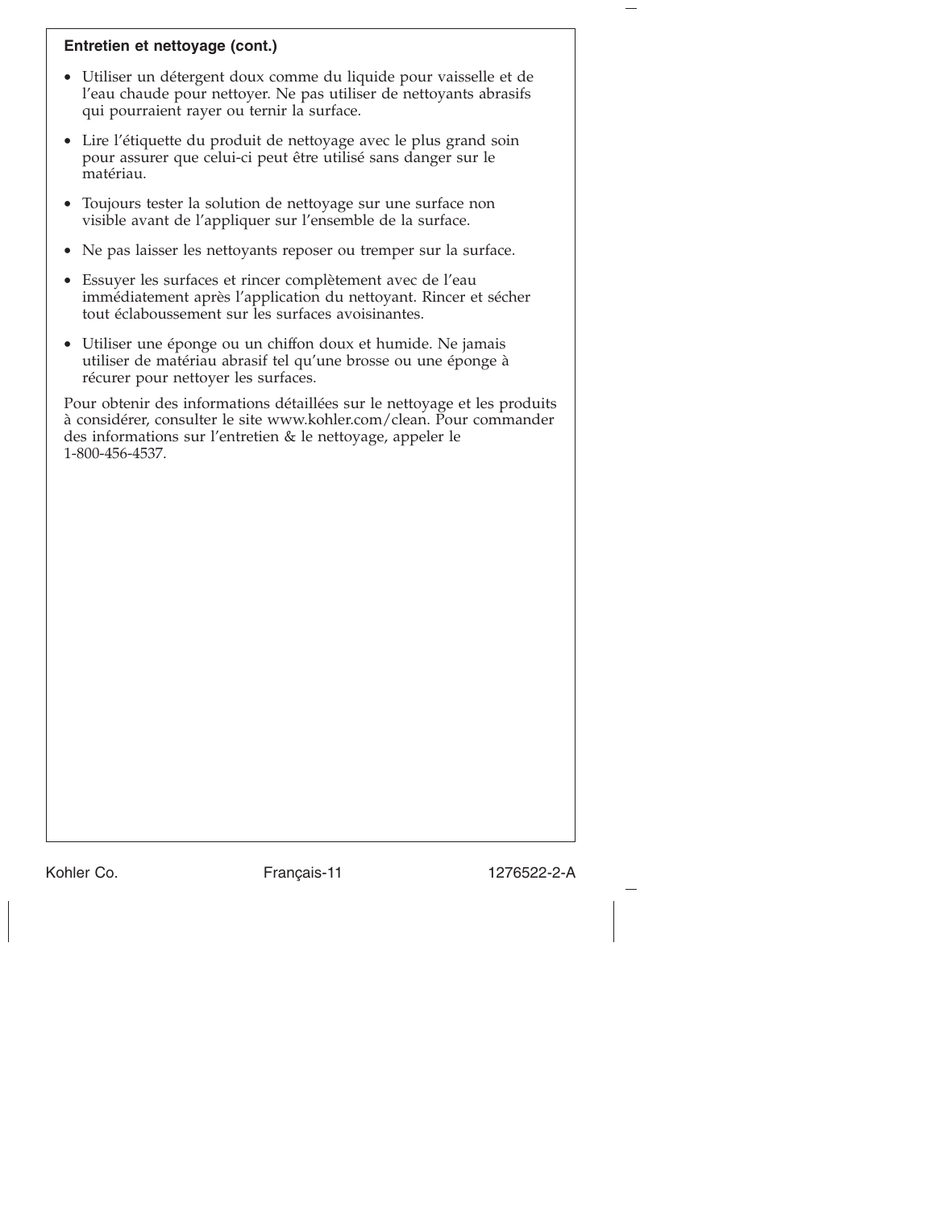### Entretien et nettoyage (cont.)

- Utiliser un détergent doux comme du liquide pour vaisselle et de l'eau chaude pour nettoyer. Ne pas utiliser de nettoyants abrasifs qui pourraient rayer ou ternir la surface.
- Lire l'étiquette du produit de nettoyage avec le plus grand soin pour assurer que celui-ci peut être utilisé sans danger sur le matériau.
- Toujours tester la solution de nettoyage sur une surface non visible avant de l'appliquer sur l'ensemble de la surface.
- Ne pas laisser les nettoyants reposer ou tremper sur la surface.
- Essuyer les surfaces et rincer complètement avec de l'eau immédiatement après l'application du nettoyant. Rincer et sécher tout éclaboussement sur les surfaces avoisinantes.
- Utiliser une éponge ou un chiffon doux et humide. Ne jamais utiliser de matériau abrasif tel qu'une brosse ou une éponge à récurer pour nettoyer les surfaces.

Pour obtenir des informations détaillées sur le nettoyage et les produits à considérer, consulter le site www.kohler.com/clean. Pour commander des informations sur l'entretien & le nettoyage, appeler le 1-800-456-4537.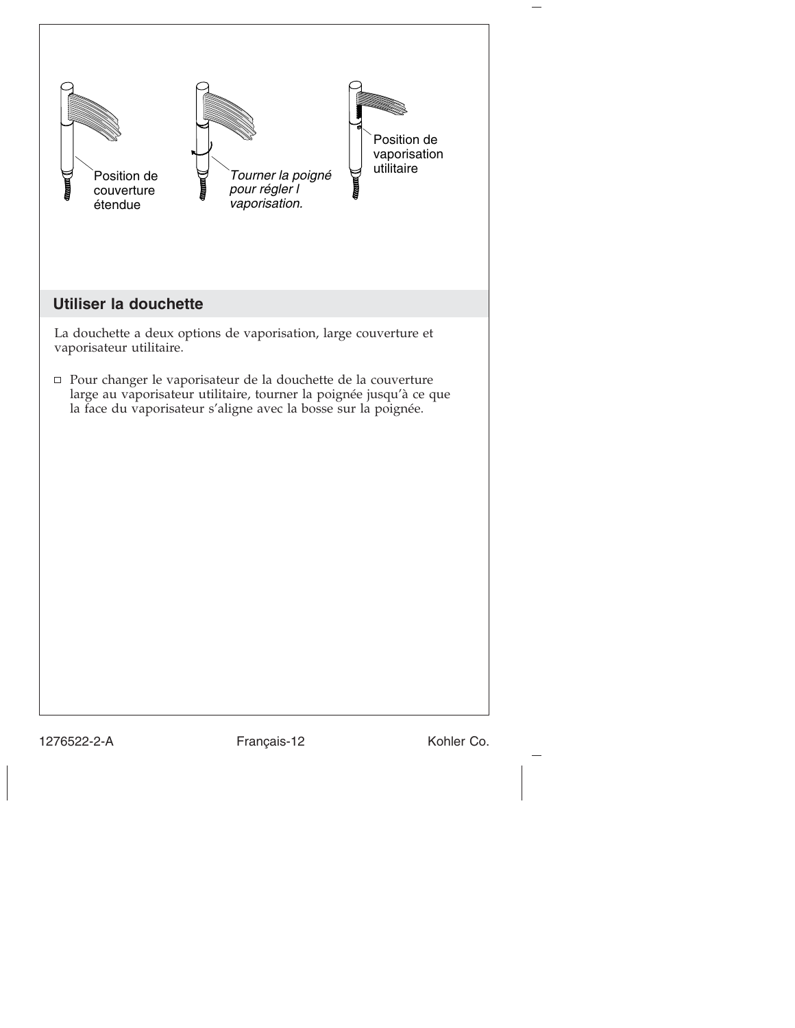Position de couverture étendue

*Tourner la poigné pour régler l vaporisation.*

Position de vaporisation utilitaire

## Utiliser la douchette

La douchette a deux options de vaporisation, large couverture et vaporisateur utilitaire.

- ☐ Pour changer le vaporisateur de la douchette de la couverture large au vaporisateur utilitaire, tourner la poignée jusqu'à ce que la face du vaporisateur s'aligne avec la bosse sur la poignée.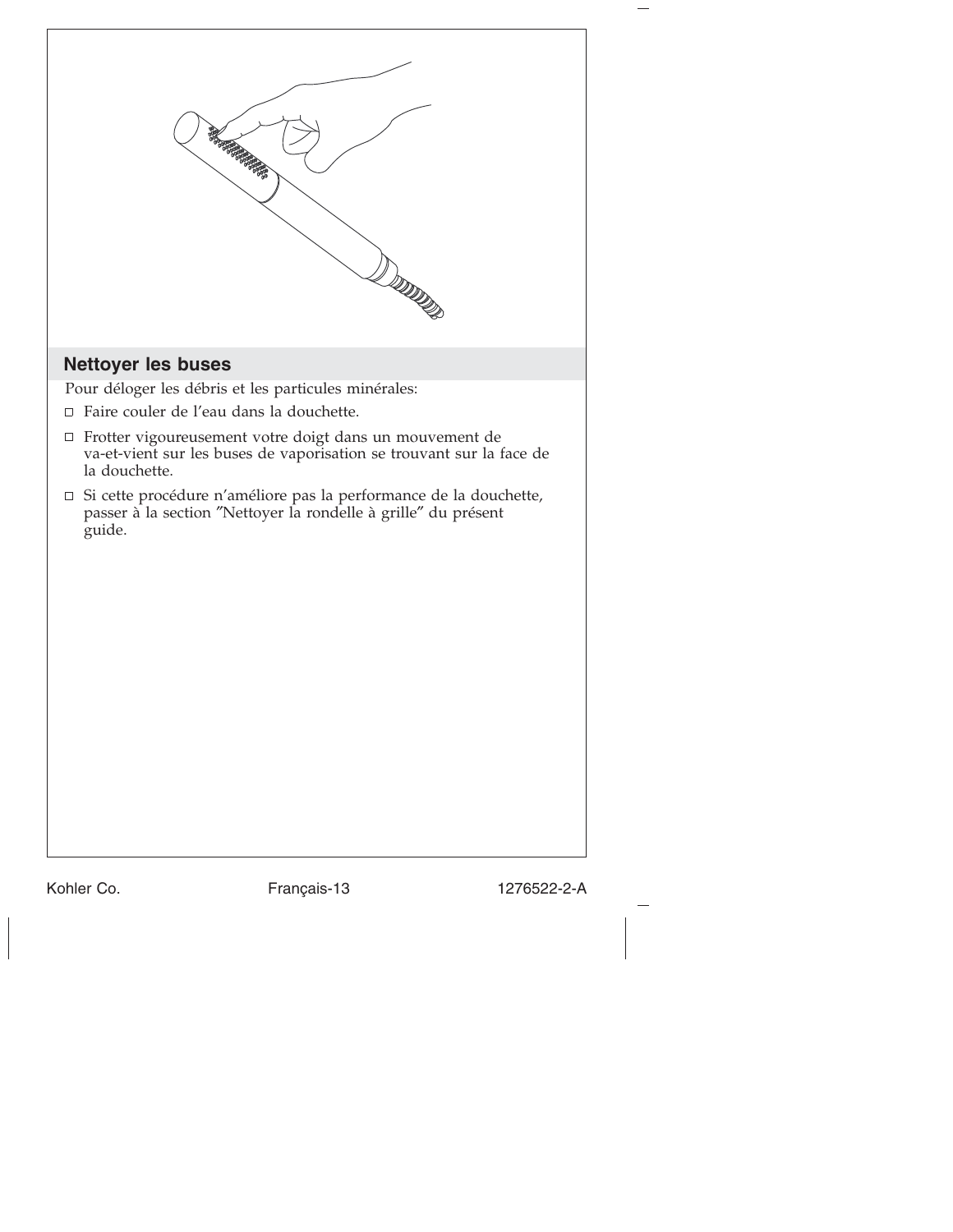## Nettoyer les buses

Pour déloger les débris et les particules minérales:

- Faire couler de l'eau dans la douchette.
- Frotter vigoureusement votre doigt dans un mouvement de va-et-vient sur les buses de vaporisation se trouvant sur la face de la douchette.
- Si cette procédure n'améliore pas la performance de la douchette, passer à la section ″Nettoyer la rondelle à grille″ du présent guide.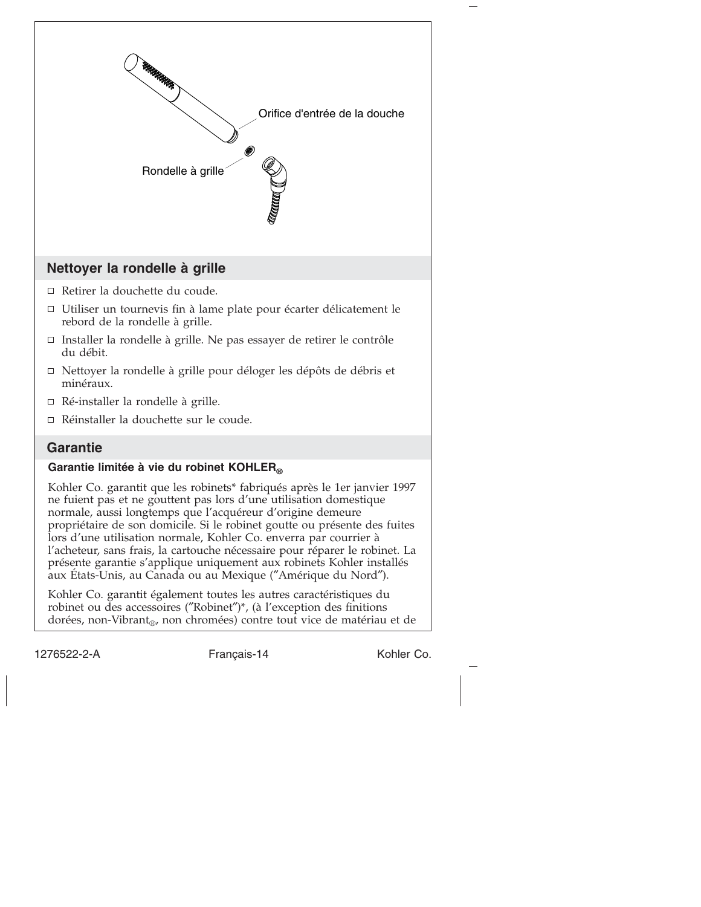Orifice d'entrée de la douche

Rondelle à grille

## Nettoyer la rondelle à grille

- ☐ Retirer la douchette du coude.
- ☐ Utiliser un tournevis fin à lame plate pour écarter délicatement le rebord de la rondelle à grille.
- ☐ Installer la rondelle à grille. Ne pas essayer de retirer le contrôle du débit.
- ☐ Nettoyer la rondelle à grille pour déloger les dépôts de débris et minéraux.
- ☐ Ré-installer la rondelle à grille.
- ☐ Réinstaller la douchette sur le coude.

## Garantie

### Garantie limitée à vie du robinet KOHLER®

Kohler Co. garantit que les robinets* fabriqués après le 1er janvier 1997 ne fuient pas et ne gouttent pas lors d'une utilisation domestique normale, aussi longtemps que l'acquéreur d'origine demeure propriétaire de son domicile. Si le robinet goutte ou présente des fuites lors d'une utilisation normale, Kohler Co. enverra par courrier à l'acheteur, sans frais, la cartouche nécessaire pour réparer le robinet. La présente garantie s'applique uniquement aux robinets Kohler installés aux États-Unis, au Canada ou au Mexique (″Amérique du Nord″).

Kohler Co. garantit également toutes les autres caractéristiques du robinet ou des accessoires (″Robinet″)*, (à l'exception des finitions dorées, non-Vibrant®, non chromées) contre tout vice de matériau et de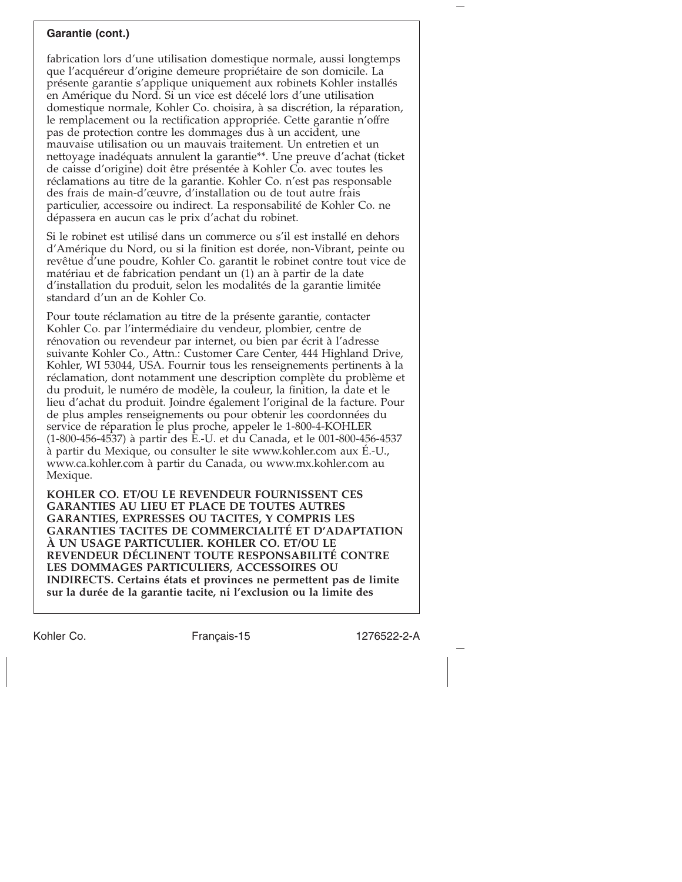**Garantie (cont.)**

fabrication lors d'une utilisation domestique normale, aussi longtemps que l'acquéreur d'origine demeure propriétaire de son domicile. La présente garantie s'applique uniquement aux robinets Kohler installés en Amérique du Nord. Si un vice est décelé lors d'une utilisation domestique normale, Kohler Co. choisira, à sa discrétion, la réparation, le remplacement ou la rectification appropriée. Cette garantie n'offre pas de protection contre les dommages dus à un accident, une mauvaise utilisation ou un mauvais traitement. Un entretien et un nettoyage inadéquats annulent la garantie**. Une preuve d'achat (ticket de caisse d'origine) doit être présentée à Kohler Co. avec toutes les réclamations au titre de la garantie. Kohler Co. n'est pas responsable des frais de main-d'œuvre, d'installation ou de tout autre frais particulier, accessoire ou indirect. La responsabilité de Kohler Co. ne dépassera en aucun cas le prix d'achat du robinet.

Si le robinet est utilisé dans un commerce ou s'il est installé en dehors d'Amérique du Nord, ou si la finition est dorée, non-Vibrant, peinte ou revêtue d'une poudre, Kohler Co. garantit le robinet contre tout vice de matériau et de fabrication pendant un (1) an à partir de la date d'installation du produit, selon les modalités de la garantie limitée standard d'un an de Kohler Co.

Pour toute réclamation au titre de la présente garantie, contacter Kohler Co. par l'intermédiaire du vendeur, plombier, centre de rénovation ou revendeur par internet, ou bien par écrit à l'adresse suivante Kohler Co., Attn.: Customer Care Center, 444 Highland Drive, Kohler, WI 53044, USA. Fournir tous les renseignements pertinents à la réclamation, dont notamment une description complète du problème et du produit, le numéro de modèle, la couleur, la finition, la date et le lieu d'achat du produit. Joindre également l'original de la facture. Pour de plus amples renseignements ou pour obtenir les coordonnées du service de réparation le plus proche, appeler le 1-800-4-KOHLER (1-800-456-4537) à partir des É.-U. et du Canada, et le 001-800-456-4537 à partir du Mexique, ou consulter le site www.kohler.com aux É.-U., www.ca.kohler.com à partir du Canada, ou www.mx.kohler.com au Mexique.

**KOHLER CO. ET/OU LE REVENDEUR FOURNISSENT CES GARANTIES AU LIEU ET PLACE DE TOUTES AUTRES GARANTIES, EXPRESSES OU TACITES, Y COMPRIS LES GARANTIES TACITES DE COMMERCIALITÉ ET D'ADAPTATION À UN USAGE PARTICULIER. KOHLER CO. ET/OU LE REVENDEUR DÉCLINENT TOUTE RESPONSABILITÉ CONTRE LES DOMMAGES PARTICULIERS, ACCESSOIRES OU INDIRECTS. Certains états et provinces ne permettent pas de limite sur la durée de la garantie tacite, ni l'exclusion ou la limite des**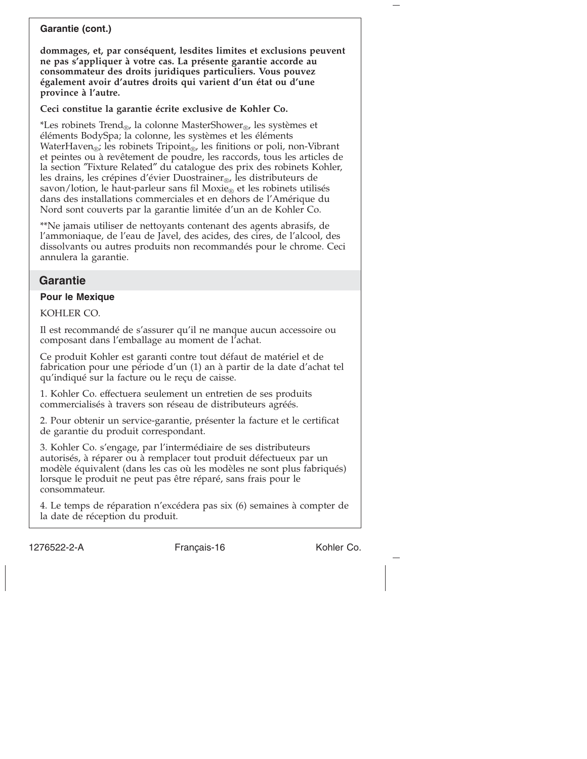**Garantie (cont.)**

**dommages, et, par conséquent, lesdites limites et exclusions peuvent ne pas s'appliquer à votre cas. La présente garantie accorde au consommateur des droits juridiques particuliers. Vous pouvez également avoir d'autres droits qui varient d'un état ou d'une province à l'autre.**

**Ceci constitue la garantie écrite exclusive de Kohler Co.**

*Les robinets Trend®, la colonne MasterShower®, les systèmes et éléments BodySpa; la colonne, les systèmes et les éléments WaterHaven®; les robinets Tripoint®, les finitions or poli, non-Vibrant et peintes ou à revêtement de poudre, les raccords, tous les articles de la section "Fixture Related" du catalogue des prix des robinets Kohler, les drains, les crépines d'évier Duostrainer®, les distributeurs de savon/lotion, le haut-parleur sans fil Moxie® et les robinets utilisés dans des installations commerciales et en dehors de l'Amérique du Nord sont couverts par la garantie limitée d'un an de Kohler Co.

**Ne jamais utiliser de nettoyants contenant des agents abrasifs, de l'ammoniaque, de l'eau de Javel, des acides, des cires, de l'alcool, des dissolvants ou autres produits non recommandés pour le chrome. Ceci annulera la garantie.

## Garantie

**Pour le Mexique**

KOHLER CO.

Il est recommandé de s'assurer qu'il ne manque aucun accessoire ou composant dans l'emballage au moment de l'achat.

Ce produit Kohler est garanti contre tout défaut de matériel et de fabrication pour une période d'un (1) an à partir de la date d'achat tel qu'indiqué sur la facture ou le reçu de caisse.

1. Kohler Co. effectuera seulement un entretien de ses produits commercialisés à travers son réseau de distributeurs agréés.

2. Pour obtenir un service-garantie, présenter la facture et le certificat de garantie du produit correspondant.

3. Kohler Co. s'engage, par l'intermédiaire de ses distributeurs autorisés, à réparer ou à remplacer tout produit défectueux par un modèle équivalent (dans les cas où les modèles ne sont plus fabriqués) lorsque le produit ne peut pas être réparé, sans frais pour le consommateur.

4. Le temps de réparation n'excédera pas six (6) semaines à compter de la date de réception du produit.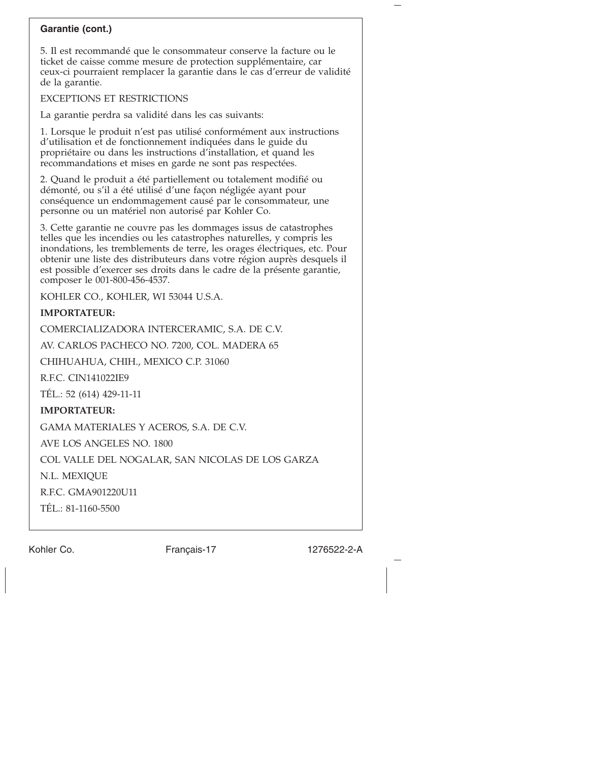**Garantie (cont.)**

5. Il est recommandé que le consommateur conserve la facture ou le ticket de caisse comme mesure de protection supplémentaire, car ceux-ci pourraient remplacer la garantie dans le cas d'erreur de validité de la garantie.

EXCEPTIONS ET RESTRICTIONS

La garantie perdra sa validité dans les cas suivants:

1. Lorsque le produit n'est pas utilisé conformément aux instructions d'utilisation et de fonctionnement indiquées dans le guide du propriétaire ou dans les instructions d'installation, et quand les recommandations et mises en garde ne sont pas respectées.

2. Quand le produit a été partiellement ou totalement modifié ou démonté, ou s'il a été utilisé d'une façon négligée ayant pour conséquence un endommagement causé par le consommateur, une personne ou un matériel non autorisé par Kohler Co.

3. Cette garantie ne couvre pas les dommages issus de catastrophes telles que les incendies ou les catastrophes naturelles, y compris les inondations, les tremblements de terre, les orages électriques, etc. Pour obtenir une liste des distributeurs dans votre région auprès desquels il est possible d'exercer ses droits dans le cadre de la présente garantie, composer le 001-800-456-4537.

KOHLER CO., KOHLER, WI 53044 U.S.A.

**IMPORTATEUR:**

COMERCIALIZADORA INTERCERAMIC, S.A. DE C.V.

AV. CARLOS PACHECO NO. 7200, COL. MADERA 65

CHIHUAHUA, CHIH., MEXICO C.P. 31060

R.F.C. CIN141022IE9

TÉL.: 52 (614) 429-11-11

**IMPORTATEUR:**

GAMA MATERIALES Y ACEROS, S.A. DE C.V.

AVE LOS ANGELES NO. 1800

COL VALLE DEL NOGALAR, SAN NICOLAS DE LOS GARZA

N.L. MEXIQUE

R.F.C. GMA901220U11

TÉL.: 81-1160-5500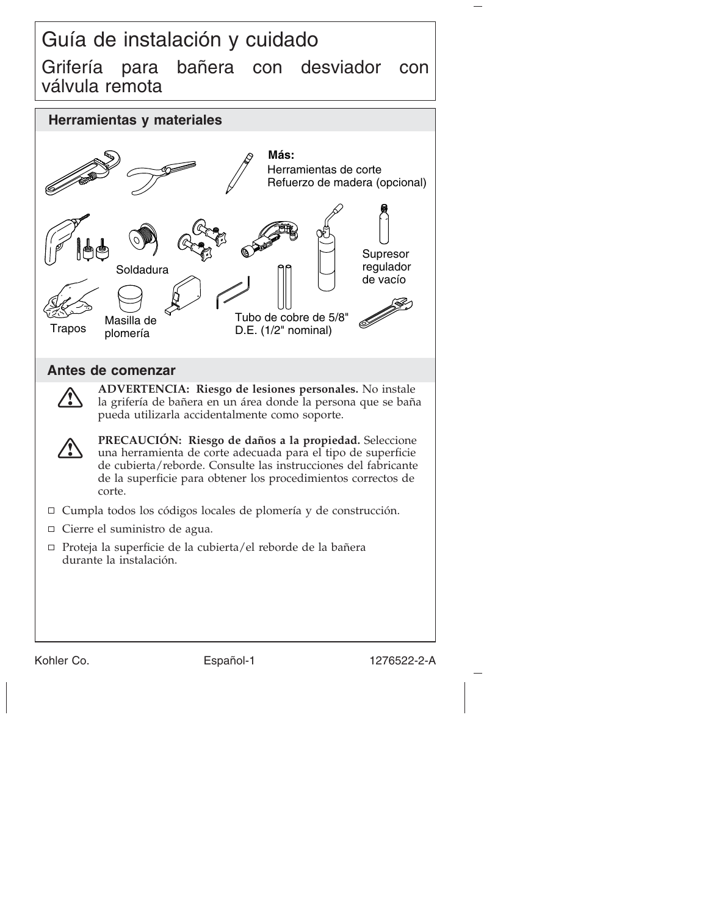# Guía de instalación y cuidado

## Grifería para bañera con desviador con válvula remota

### Herramientas y materiales

**Más:**
Herramientas de corte
Refuerzo de madera (opcional)

Soldadura

Supresor regulador de vacío

Trapos

Masilla de plomería

Tubo de cobre de 5/8" D.E. (1/2" nominal)

### Antes de comenzar

**ADVERTENCIA: Riesgo de lesiones personales.** No instale la grifería de bañera en un área donde la persona que se baña pueda utilizarla accidentalmente como soporte.

**PRECAUCIÓN: Riesgo de daños a la propiedad.** Seleccione una herramienta de corte adecuada para el tipo de superficie de cubierta/reborde. Consulte las instrucciones del fabricante de la superficie para obtener los procedimientos correctos de corte.

- Cumpla todos los códigos locales de plomería y de construcción.
- Cierre el suministro de agua.
- Proteja la superficie de la cubierta/el reborde de la bañera durante la instalación.

Kohler Co. Español-1 1276522-2-A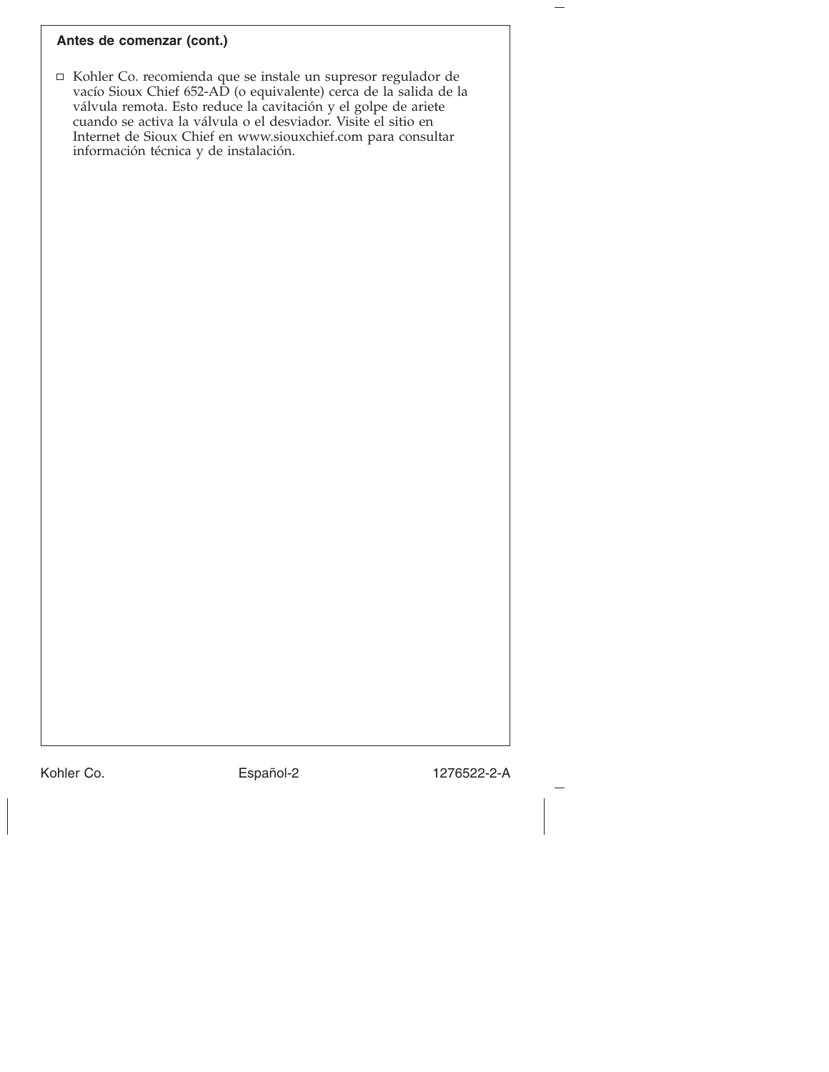## Antes de comenzar (cont.)

- ☐ Kohler Co. recomienda que se instale un supresor regulador de vacío Sioux Chief 652-AD (o equivalente) cerca de la salida de la válvula remota. Esto reduce la cavitación y el golpe de ariete cuando se activa la válvula o el desviador. Visite el sitio en Internet de Sioux Chief en www.siouxchief.com para consultar información técnica y de instalación.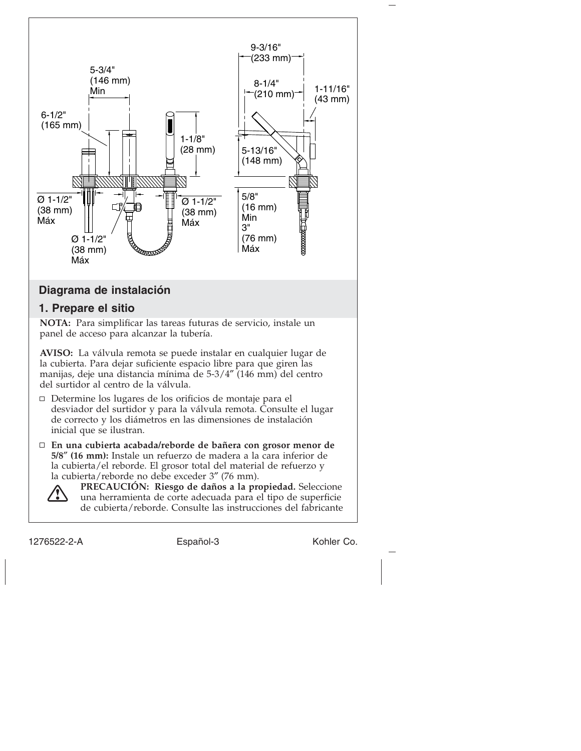## Diagrama de instalación

## 1. Prepare el sitio

**NOTA:** Para simplificar las tareas futuras de servicio, instale un panel de acceso para alcanzar la tubería.

**AVISO:** La válvula remota se puede instalar en cualquier lugar de la cubierta. Para dejar suficiente espacio libre para que giren las manijas, deje una distancia mínima de 5-3/4″ (146 mm) del centro del surtidor al centro de la válvula.

- ☐ Determine los lugares de los orificios de montaje para el desviador del surtidor y para la válvula remota. Consulte el lugar de correcto y los diámetros en las dimensiones de instalación inicial que se ilustran.
- ☐ **En una cubierta acabada/reborde de bañera con grosor menor de 5/8″ (16 mm):** Instale un refuerzo de madera a la cara inferior de la cubierta/el reborde. El grosor total del material de refuerzo y la cubierta/reborde no debe exceder 3″ (76 mm).

  **PRECAUCIÓN: Riesgo de daños a la propiedad.** Seleccione una herramienta de corte adecuada para el tipo de superficie de cubierta/reborde. Consulte las instrucciones del fabricante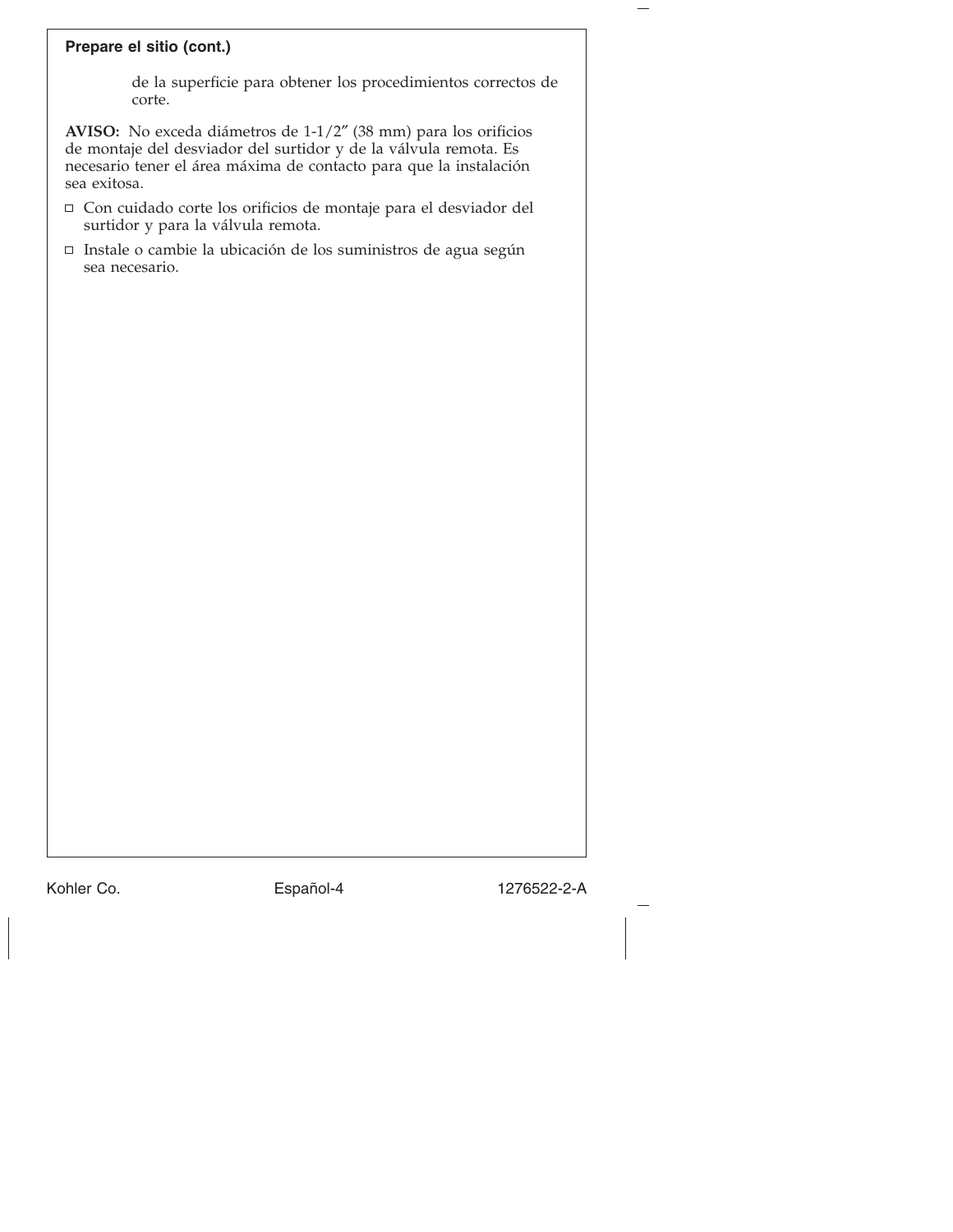## Prepare el sitio (cont.)

de la superficie para obtener los procedimientos correctos de corte.

**AVISO:** No exceda diámetros de 1-1/2″ (38 mm) para los orificios de montaje del desviador del surtidor y de la válvula remota. Es necesario tener el área máxima de contacto para que la instalación sea exitosa.

- ☐ Con cuidado corte los orificios de montaje para el desviador del surtidor y para la válvula remota.
- ☐ Instale o cambie la ubicación de los suministros de agua según sea necesario.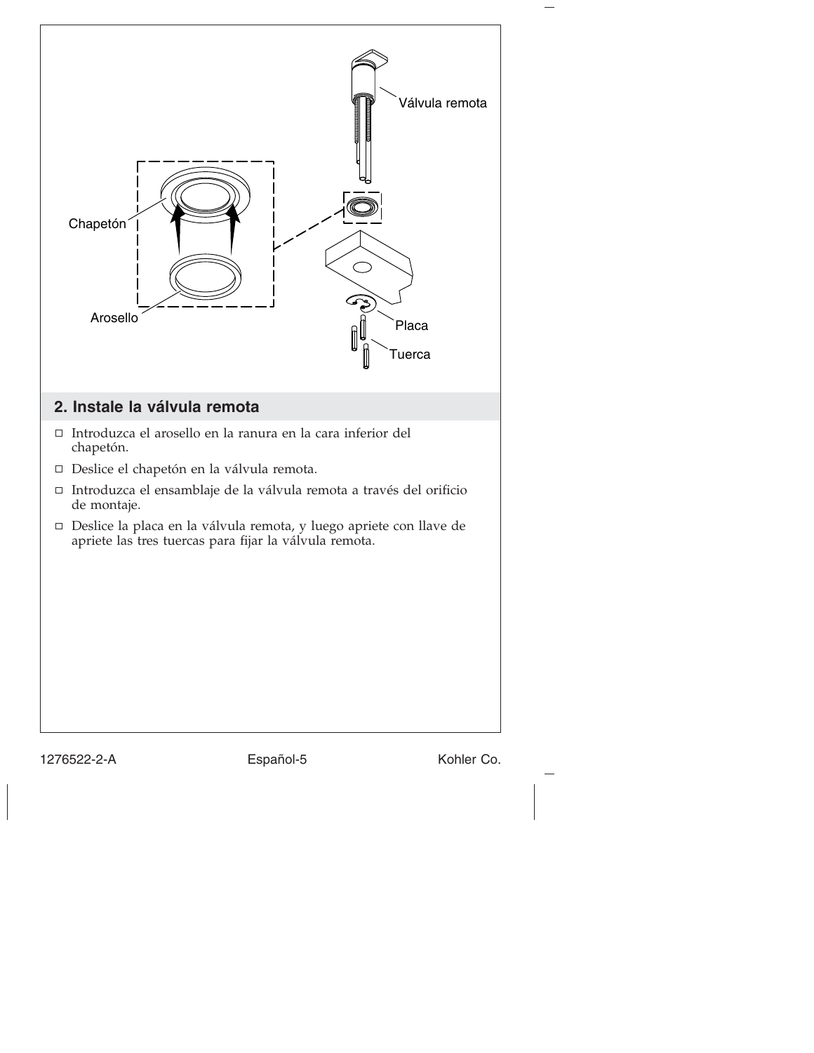Válvula remota

Chapetón

Arosello

Placa

Tuerca

## 2. Instale la válvula remota

- ☐ Introduzca el arosello en la ranura en la cara inferior del chapetón.
- ☐ Deslice el chapetón en la válvula remota.
- ☐ Introduzca el ensamblaje de la válvula remota a través del orificio de montaje.
- ☐ Deslice la placa en la válvula remota, y luego apriete con llave de apriete las tres tuercas para fijar la válvula remota.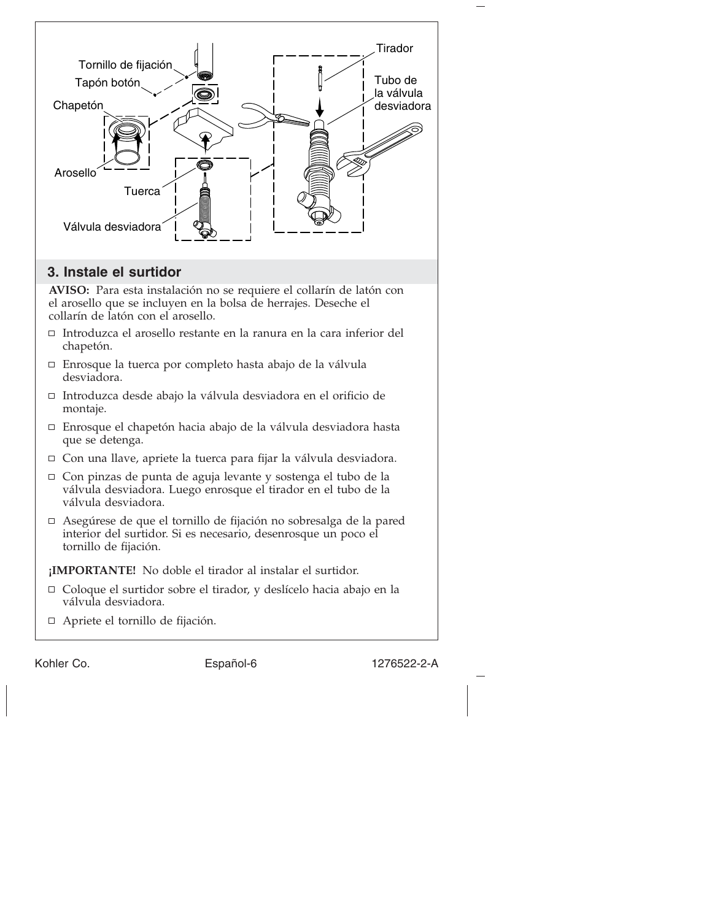## 3. Instale el surtidor

**AVISO:** Para esta instalación no se requiere el collarín de latón con el arosello que se incluyen en la bolsa de herrajes. Deseche el collarín de latón con el arosello.

- ☐ Introduzca el arosello restante en la ranura en la cara inferior del chapetón.
- ☐ Enrosque la tuerca por completo hasta abajo de la válvula desviadora.
- ☐ Introduzca desde abajo la válvula desviadora en el orificio de montaje.
- ☐ Enrosque el chapetón hacia abajo de la válvula desviadora hasta que se detenga.
- ☐ Con una llave, apriete la tuerca para fijar la válvula desviadora.
- ☐ Con pinzas de punta de aguja levante y sostenga el tubo de la válvula desviadora. Luego enrosque el tirador en el tubo de la válvula desviadora.
- ☐ Asegúrese de que el tornillo de fijación no sobresalga de la pared interior del surtidor. Si es necesario, desenrosque un poco el tornillo de fijación.

**¡IMPORTANTE!** No doble el tirador al instalar el surtidor.

- ☐ Coloque el surtidor sobre el tirador, y deslícelo hacia abajo en la válvula desviadora.
- ☐ Apriete el tornillo de fijación.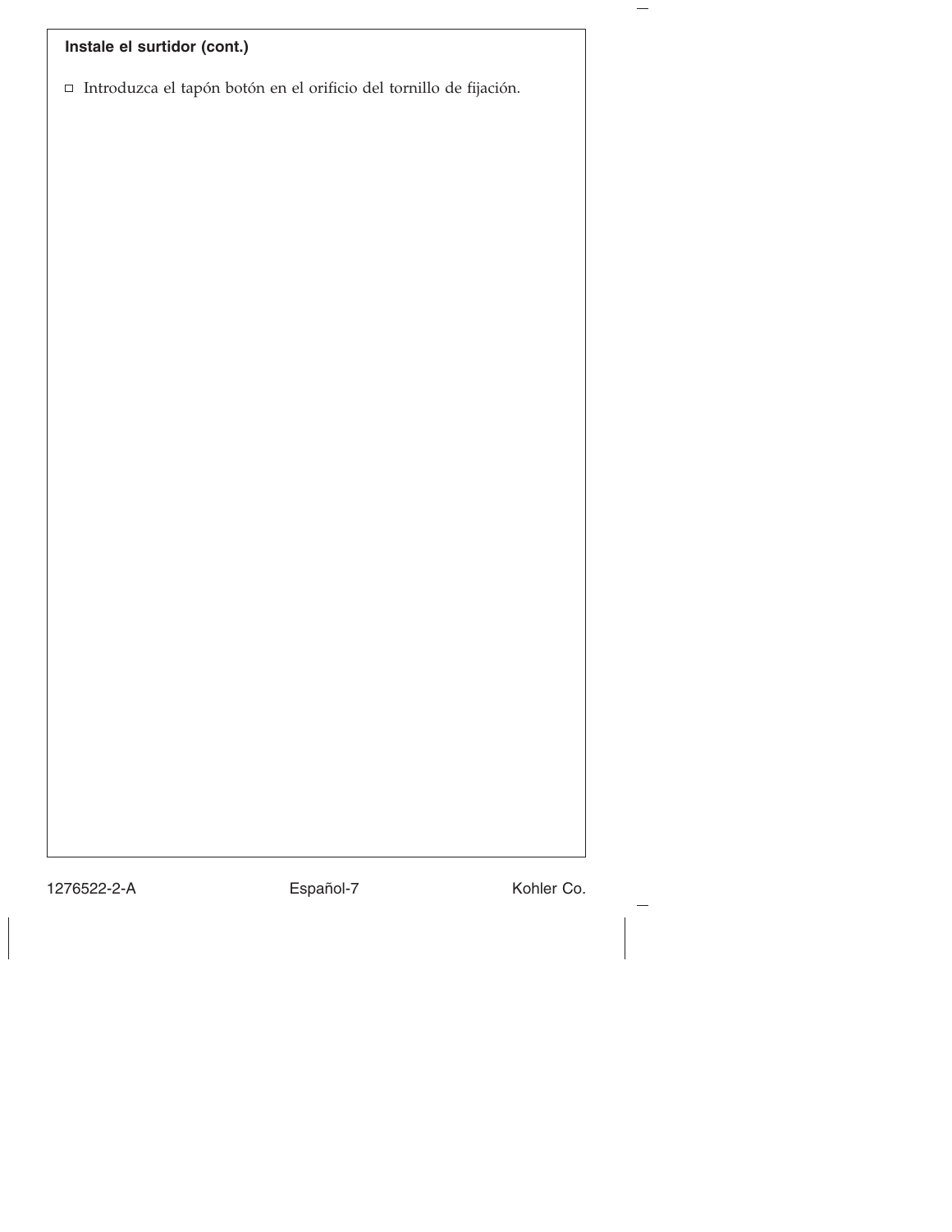**Instale el surtidor (cont.)**

- ☐ Introduzca el tapón botón en el orificio del tornillo de fijación.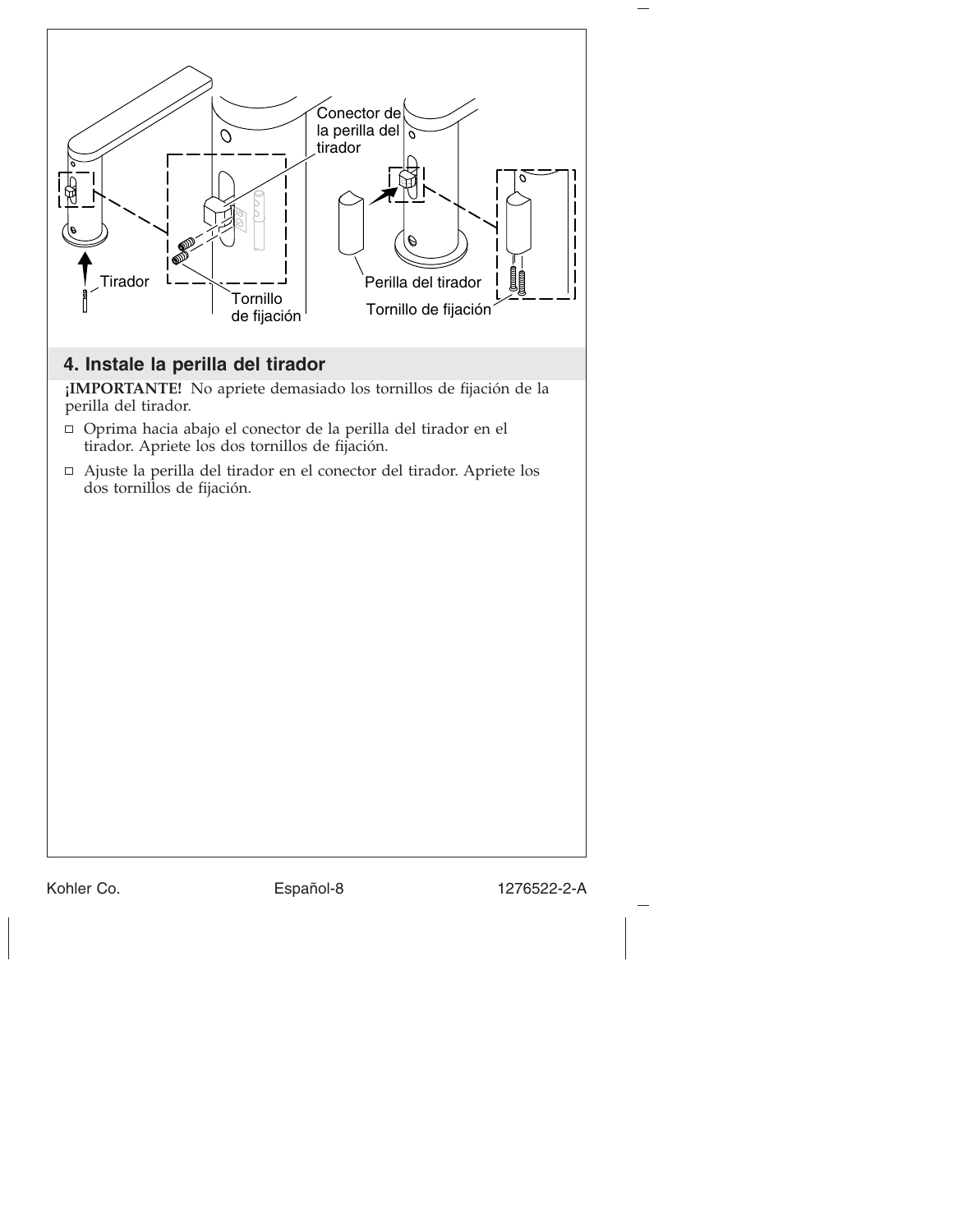Conector de la perilla del tirador

Tirador

Tornillo de fijación

Perilla del tirador

Tornillo de fijación

## 4. Instale la perilla del tirador

**¡IMPORTANTE!** No apriete demasiado los tornillos de fijación de la perilla del tirador.

- Oprima hacia abajo el conector de la perilla del tirador en el tirador. Apriete los dos tornillos de fijación.
- Ajuste la perilla del tirador en el conector del tirador. Apriete los dos tornillos de fijación.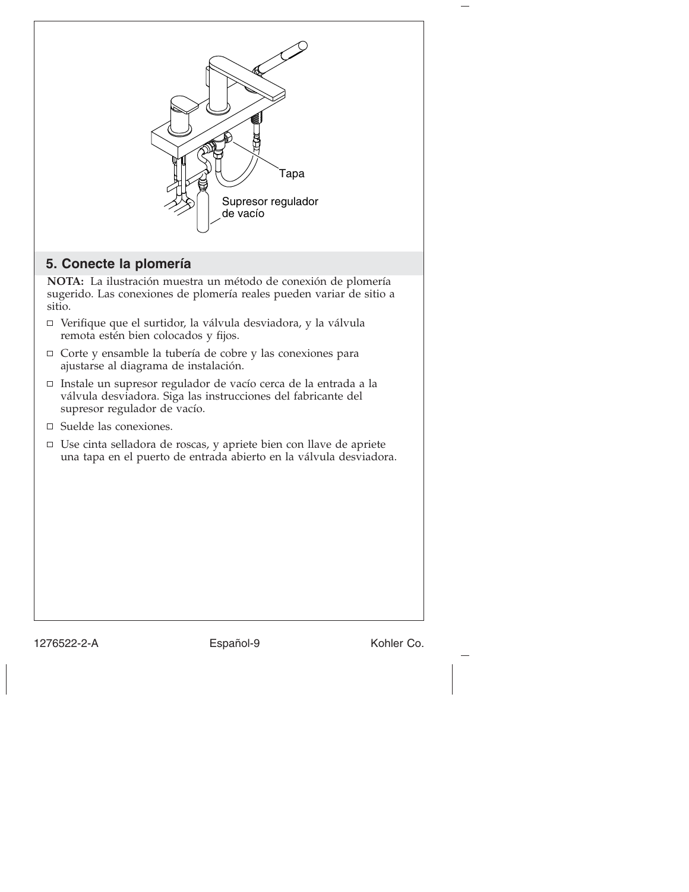Tapa

Supresor regulador de vacío

## 5. Conecte la plomería

**NOTA:** La ilustración muestra un método de conexión de plomería sugerido. Las conexiones de plomería reales pueden variar de sitio a sitio.

- ☐ Verifique que el surtidor, la válvula desviadora, y la válvula remota estén bien colocados y fijos.
- ☐ Corte y ensamble la tubería de cobre y las conexiones para ajustarse al diagrama de instalación.
- ☐ Instale un supresor regulador de vacío cerca de la entrada a la válvula desviadora. Siga las instrucciones del fabricante del supresor regulador de vacío.
- ☐ Suelde las conexiones.
- ☐ Use cinta selladora de roscas, y apriete bien con llave de apriete una tapa en el puerto de entrada abierto en la válvula desviadora.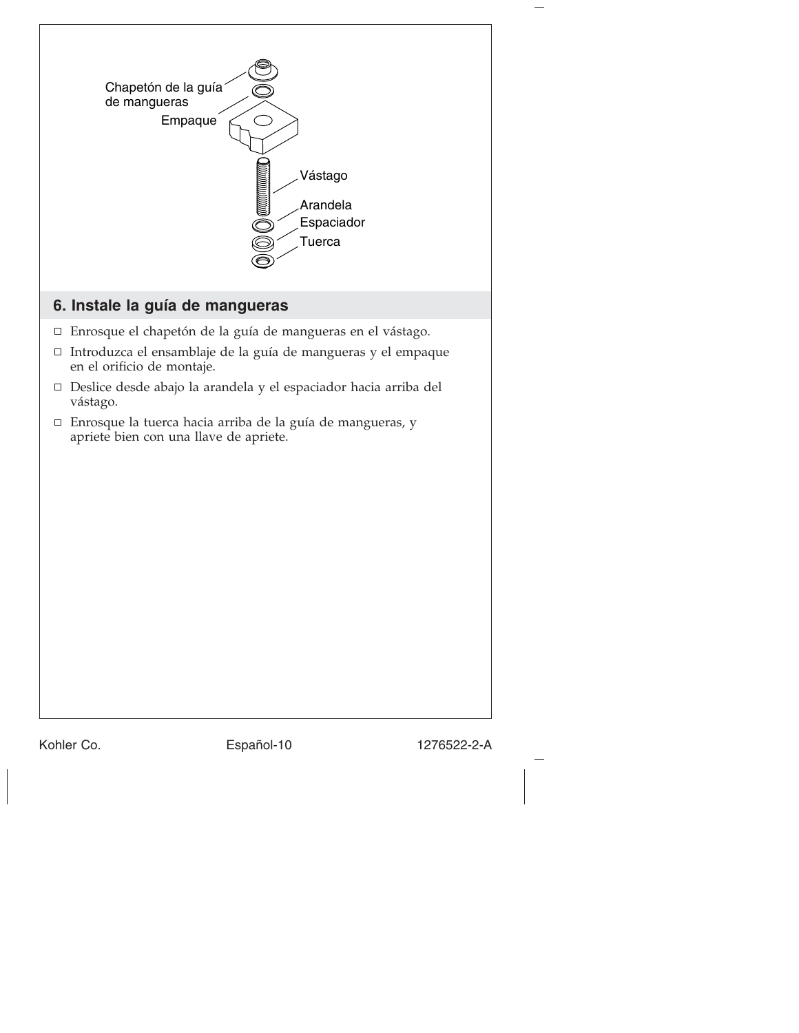Chapetón de la guía de mangueras

Empaque

Vástago

Arandela

Espaciador

Tuerca

## 6. Instale la guía de mangueras

- Enrosque el chapetón de la guía de mangueras en el vástago.
- Introduzca el ensamblaje de la guía de mangueras y el empaque en el orificio de montaje.
- Deslice desde abajo la arandela y el espaciador hacia arriba del vástago.
- Enrosque la tuerca hacia arriba de la guía de mangueras, y apriete bien con una llave de apriete.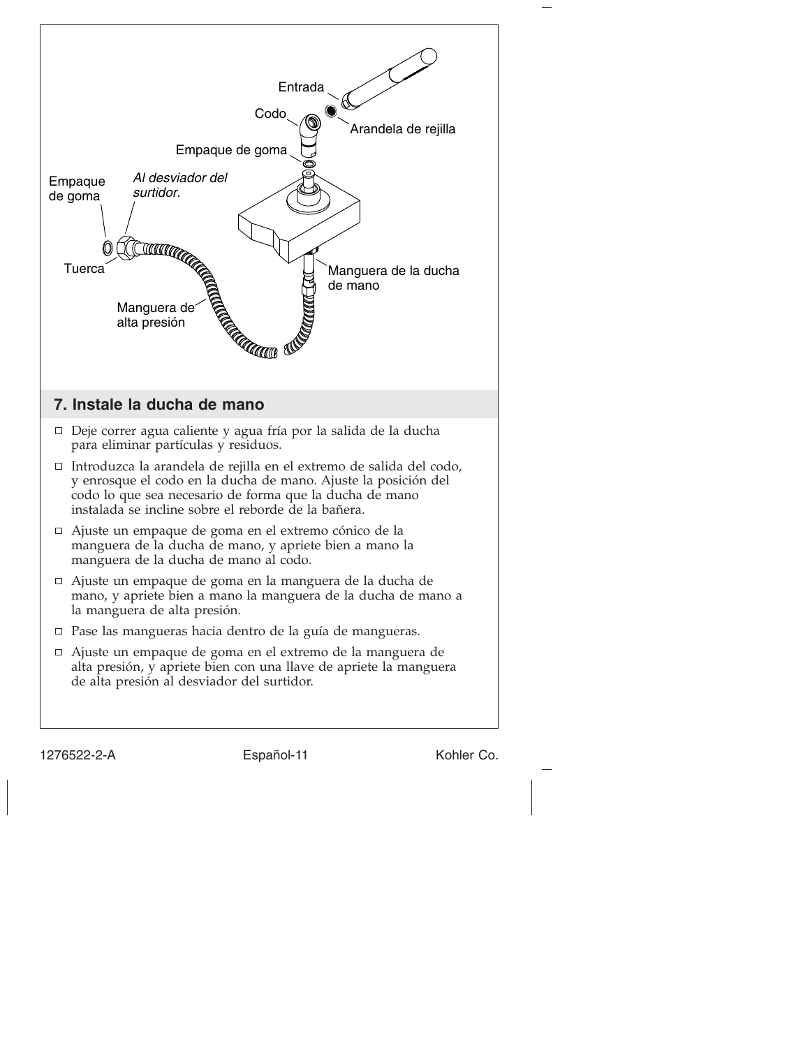Entrada

Codo

Arandela de rejilla

Empaque de goma

Empaque de goma

*Al desviador del surtidor.*

Tuerca

Manguera de la ducha de mano

Manguera de alta presión

## 7. Instale la ducha de mano

- Deje correr agua caliente y agua fría por la salida de la ducha para eliminar partículas y residuos.
- Introduzca la arandela de rejilla en el extremo de salida del codo, y enrosque el codo en la ducha de mano. Ajuste la posición del codo lo que sea necesario de forma que la ducha de mano instalada se incline sobre el reborde de la bañera.
- Ajuste un empaque de goma en el extremo cónico de la manguera de la ducha de mano, y apriete bien a mano la manguera de la ducha de mano al codo.
- Ajuste un empaque de goma en la manguera de la ducha de mano, y apriete bien a mano la manguera de la ducha de mano a la manguera de alta presión.
- Pase las mangueras hacia dentro de la guía de mangueras.
- Ajuste un empaque de goma en el extremo de la manguera de alta presión, y apriete bien con una llave de apriete la manguera de alta presión al desviador del surtidor.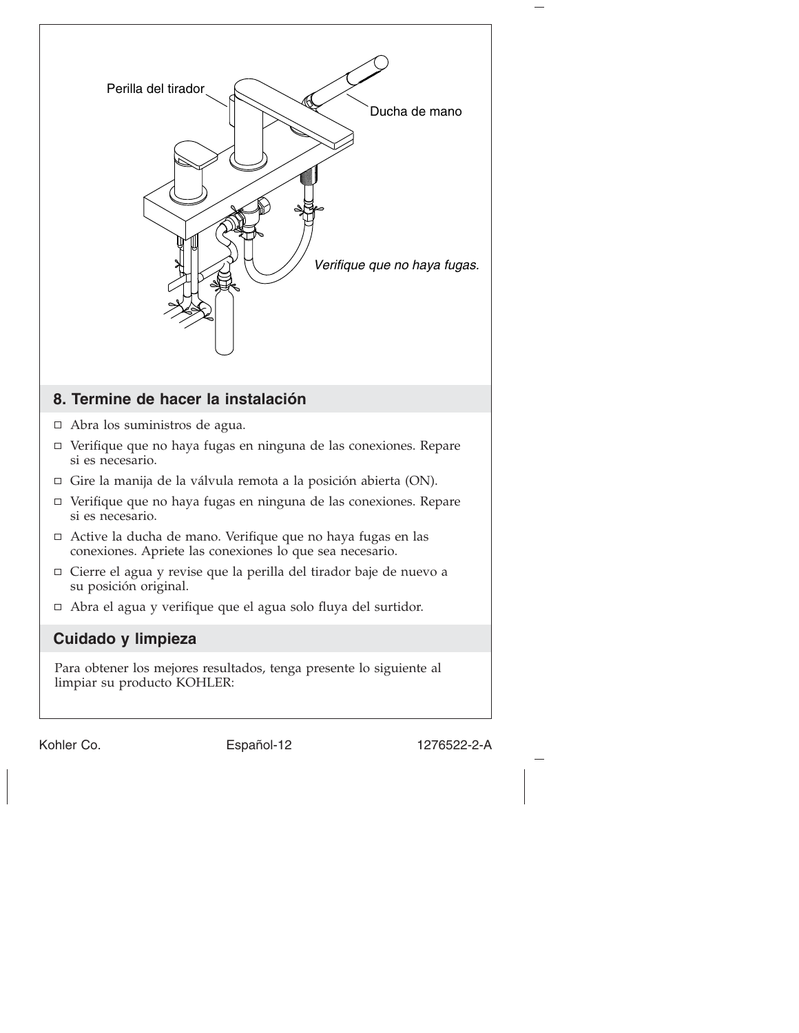Perilla del tirador

Ducha de mano

*Verifique que no haya fugas.*

## 8. Termine de hacer la instalación

- ☐ Abra los suministros de agua.
- ☐ Verifique que no haya fugas en ninguna de las conexiones. Repare si es necesario.
- ☐ Gire la manija de la válvula remota a la posición abierta (ON).
- ☐ Verifique que no haya fugas en ninguna de las conexiones. Repare si es necesario.
- ☐ Active la ducha de mano. Verifique que no haya fugas en las conexiones. Apriete las conexiones lo que sea necesario.
- ☐ Cierre el agua y revise que la perilla del tirador baje de nuevo a su posición original.
- ☐ Abra el agua y verifique que el agua solo fluya del surtidor.

## Cuidado y limpieza

Para obtener los mejores resultados, tenga presente lo siguiente al limpiar su producto KOHLER: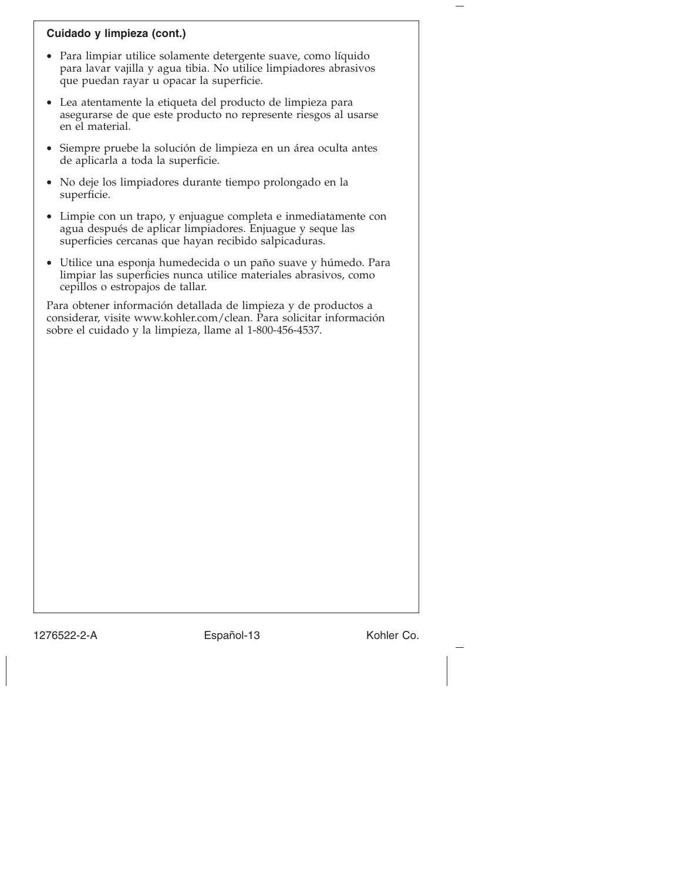### Cuidado y limpieza (cont.)

- Para limpiar utilice solamente detergente suave, como líquido para lavar vajilla y agua tibia. No utilice limpiadores abrasivos que puedan rayar u opacar la superficie.
- Lea atentamente la etiqueta del producto de limpieza para asegurarse de que este producto no represente riesgos al usarse en el material.
- Siempre pruebe la solución de limpieza en un área oculta antes de aplicarla a toda la superficie.
- No deje los limpiadores durante tiempo prolongado en la superficie.
- Limpie con un trapo, y enjuague completa e inmediatamente con agua después de aplicar limpiadores. Enjuague y seque las superficies cercanas que hayan recibido salpicaduras.
- Utilice una esponja humedecida o un paño suave y húmedo. Para limpiar las superficies nunca utilice materiales abrasivos, como cepillos o estropajos de tallar.

Para obtener información detallada de limpieza y de productos a considerar, visite www.kohler.com/clean. Para solicitar información sobre el cuidado y la limpieza, llame al 1-800-456-4537.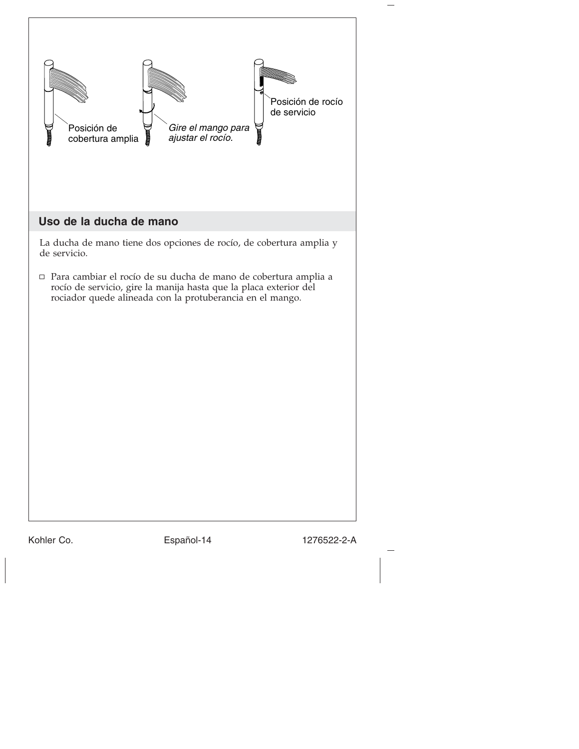Posición de cobertura amplia

*Gire el mango para ajustar el rocío.*

Posición de rocío de servicio

## Uso de la ducha de mano

La ducha de mano tiene dos opciones de rocío, de cobertura amplia y de servicio.

- Para cambiar el rocío de su ducha de mano de cobertura amplia a rocío de servicio, gire la manija hasta que la placa exterior del rociador quede alineada con la protuberancia en el mango.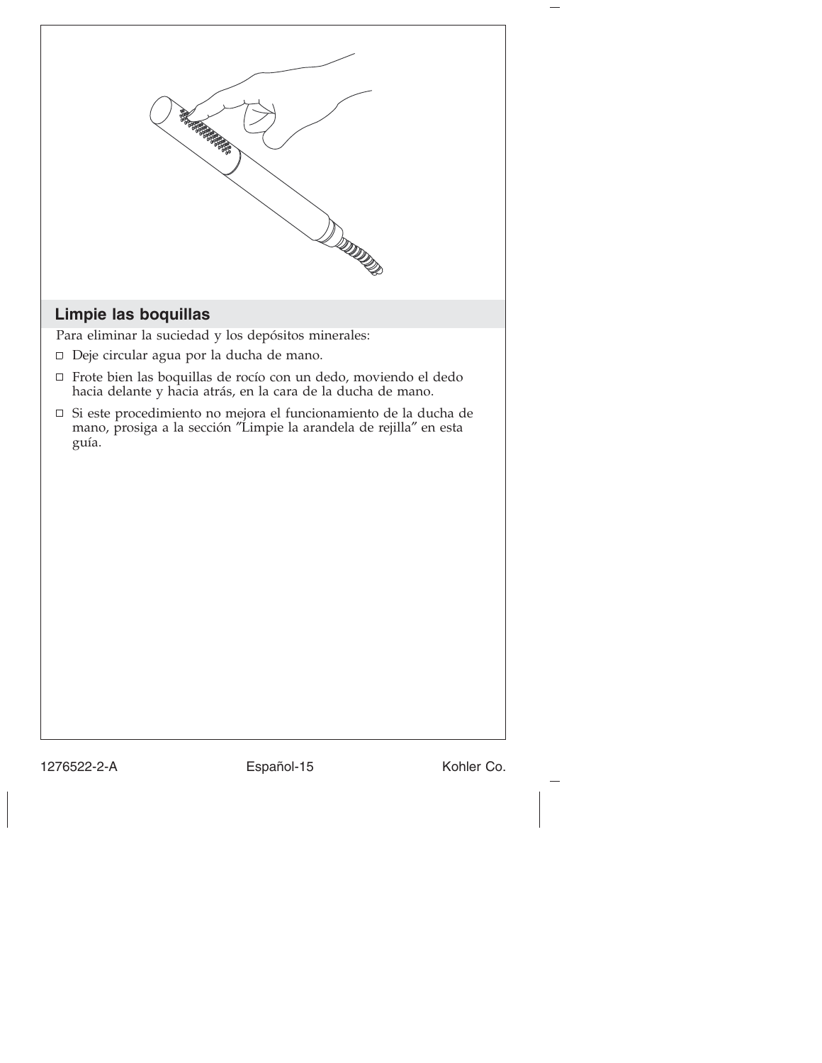## Limpie las boquillas

Para eliminar la suciedad y los depósitos minerales:

- Deje circular agua por la ducha de mano.
- Frote bien las boquillas de rocío con un dedo, moviendo el dedo hacia delante y hacia atrás, en la cara de la ducha de mano.
- Si este procedimiento no mejora el funcionamiento de la ducha de mano, prosiga a la sección ″Limpie la arandela de rejilla″ en esta guía.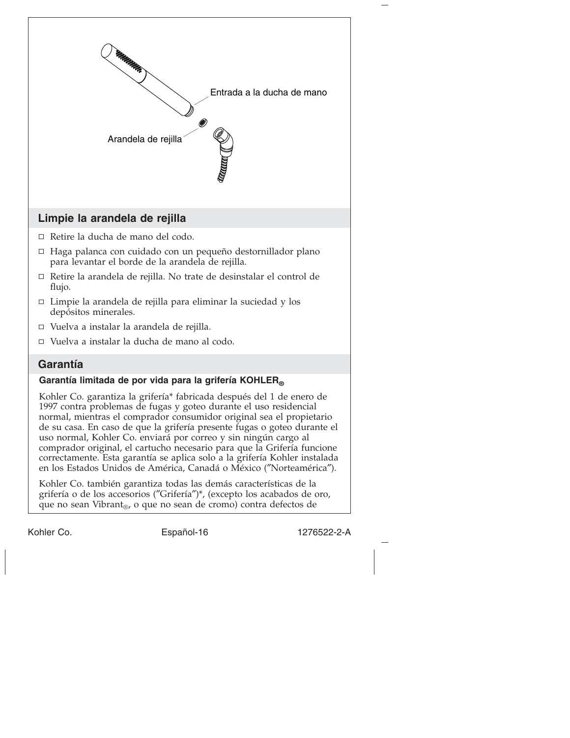Entrada a la ducha de mano

Arandela de rejilla

## Limpie la arandela de rejilla

- ☐ Retire la ducha de mano del codo.
- ☐ Haga palanca con cuidado con un pequeño destornillador plano para levantar el borde de la arandela de rejilla.
- ☐ Retire la arandela de rejilla. No trate de desinstalar el control de flujo.
- ☐ Limpie la arandela de rejilla para eliminar la suciedad y los depósitos minerales.
- ☐ Vuelva a instalar la arandela de rejilla.
- ☐ Vuelva a instalar la ducha de mano al codo.

## Garantía

### Garantía limitada de por vida para la grifería KOHLER®

Kohler Co. garantiza la grifería* fabricada después del 1 de enero de 1997 contra problemas de fugas y goteo durante el uso residencial normal, mientras el comprador consumidor original sea el propietario de su casa. En caso de que la grifería presente fugas o goteo durante el uso normal, Kohler Co. enviará por correo y sin ningún cargo al comprador original, el cartucho necesario para que la Grifería funcione correctamente. Esta garantía se aplica solo a la grifería Kohler instalada en los Estados Unidos de América, Canadá o México ("Norteamérica").

Kohler Co. también garantiza todas las demás características de la grifería o de los accesorios ("Grifería")*, (excepto los acabados de oro, que no sean Vibrant®, o que no sean de cromo) contra defectos de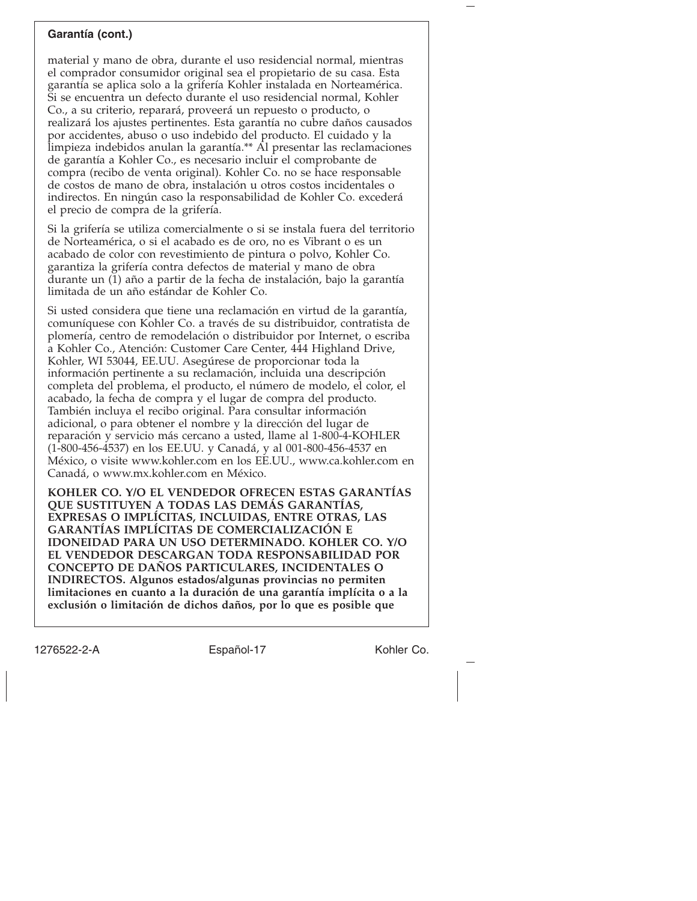**Garantía (cont.)**

material y mano de obra, durante el uso residencial normal, mientras el comprador consumidor original sea el propietario de su casa. Esta garantía se aplica solo a la grifería Kohler instalada en Norteamérica. Si se encuentra un defecto durante el uso residencial normal, Kohler Co., a su criterio, reparará, proveerá un repuesto o producto, o realizará los ajustes pertinentes. Esta garantía no cubre daños causados por accidentes, abuso o uso indebido del producto. El cuidado y la limpieza indebidos anulan la garantía.** Al presentar las reclamaciones de garantía a Kohler Co., es necesario incluir el comprobante de compra (recibo de venta original). Kohler Co. no se hace responsable de costos de mano de obra, instalación u otros costos incidentales o indirectos. En ningún caso la responsabilidad de Kohler Co. excederá el precio de compra de la grifería.

Si la grifería se utiliza comercialmente o si se instala fuera del territorio de Norteamérica, o si el acabado es de oro, no es Vibrant o es un acabado de color con revestimiento de pintura o polvo, Kohler Co. garantiza la grifería contra defectos de material y mano de obra durante un (1) año a partir de la fecha de instalación, bajo la garantía limitada de un año estándar de Kohler Co.

Si usted considera que tiene una reclamación en virtud de la garantía, comuníquese con Kohler Co. a través de su distribuidor, contratista de plomería, centro de remodelación o distribuidor por Internet, o escriba a Kohler Co., Atención: Customer Care Center, 444 Highland Drive, Kohler, WI 53044, EE.UU. Asegúrese de proporcionar toda la información pertinente a su reclamación, incluida una descripción completa del problema, el producto, el número de modelo, el color, el acabado, la fecha de compra y el lugar de compra del producto. También incluya el recibo original. Para consultar información adicional, o para obtener el nombre y la dirección del lugar de reparación y servicio más cercano a usted, llame al 1-800-4-KOHLER (1-800-456-4537) en los EE.UU. y Canadá, y al 001-800-456-4537 en México, o visite www.kohler.com en los EE.UU., www.ca.kohler.com en Canadá, o www.mx.kohler.com en México.

**KOHLER CO. Y/O EL VENDEDOR OFRECEN ESTAS GARANTÍAS QUE SUSTITUYEN A TODAS LAS DEMÁS GARANTÍAS, EXPRESAS O IMPLÍCITAS, INCLUIDAS, ENTRE OTRAS, LAS GARANTÍAS IMPLÍCITAS DE COMERCIALIZACIÓN E IDONEIDAD PARA UN USO DETERMINADO. KOHLER CO. Y/O EL VENDEDOR DESCARGAN TODA RESPONSABILIDAD POR CONCEPTO DE DAÑOS PARTICULARES, INCIDENTALES O INDIRECTOS. Algunos estados/algunas provincias no permiten limitaciones en cuanto a la duración de una garantía implícita o a la exclusión o limitación de dichos daños, por lo que es posible que**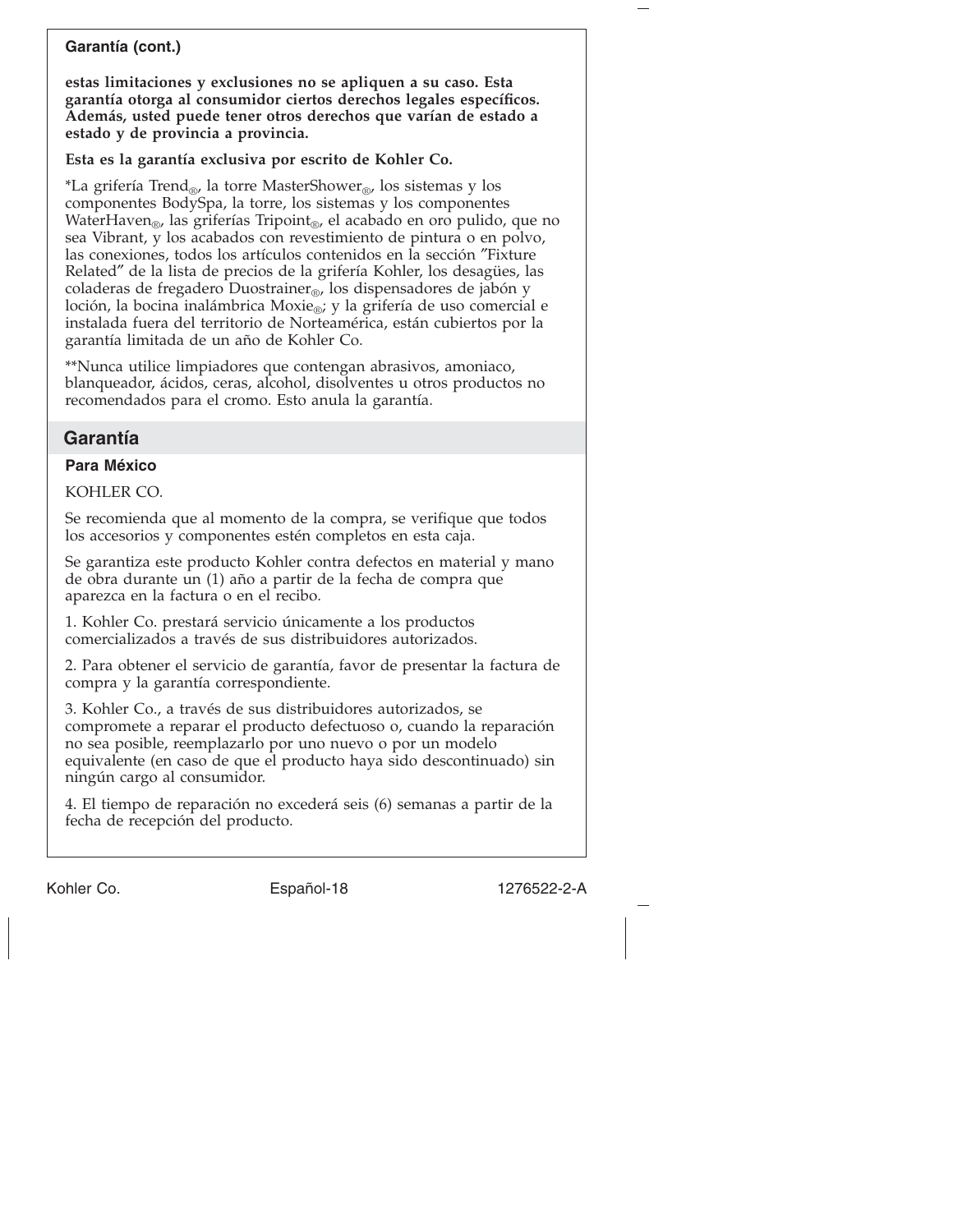**Garantía (cont.)**

**estas limitaciones y exclusiones no se apliquen a su caso. Esta garantía otorga al consumidor ciertos derechos legales específicos. Además, usted puede tener otros derechos que varían de estado a estado y de provincia a provincia.**

**Esta es la garantía exclusiva por escrito de Kohler Co.**

*La grifería Trend®, la torre MasterShower®, los sistemas y los componentes BodySpa, la torre, los sistemas y los componentes WaterHaven®, las griferías Tripoint®, el acabado en oro pulido, que no sea Vibrant, y los acabados con revestimiento de pintura o en polvo, las conexiones, todos los artículos contenidos en la sección ″Fixture Related″ de la lista de precios de la grifería Kohler, los desagües, las coladeras de fregadero Duostrainer®, los dispensadores de jabón y loción, la bocina inalámbrica Moxie®; y la grifería de uso comercial e instalada fuera del territorio de Norteamérica, están cubiertos por la garantía limitada de un año de Kohler Co.

**Nunca utilice limpiadores que contengan abrasivos, amoniaco, blanqueador, ácidos, ceras, alcohol, disolventes u otros productos no recomendados para el cromo. Esto anula la garantía.

## Garantía

**Para México**

KOHLER CO.

Se recomienda que al momento de la compra, se verifique que todos los accesorios y componentes estén completos en esta caja.

Se garantiza este producto Kohler contra defectos en material y mano de obra durante un (1) año a partir de la fecha de compra que aparezca en la factura o en el recibo.

1. Kohler Co. prestará servicio únicamente a los productos comercializados a través de sus distribuidores autorizados.

2. Para obtener el servicio de garantía, favor de presentar la factura de compra y la garantía correspondiente.

3. Kohler Co., a través de sus distribuidores autorizados, se compromete a reparar el producto defectuoso o, cuando la reparación no sea posible, reemplazarlo por uno nuevo o por un modelo equivalente (en caso de que el producto haya sido descontinuado) sin ningún cargo al consumidor.

4. El tiempo de reparación no excederá seis (6) semanas a partir de la fecha de recepción del producto.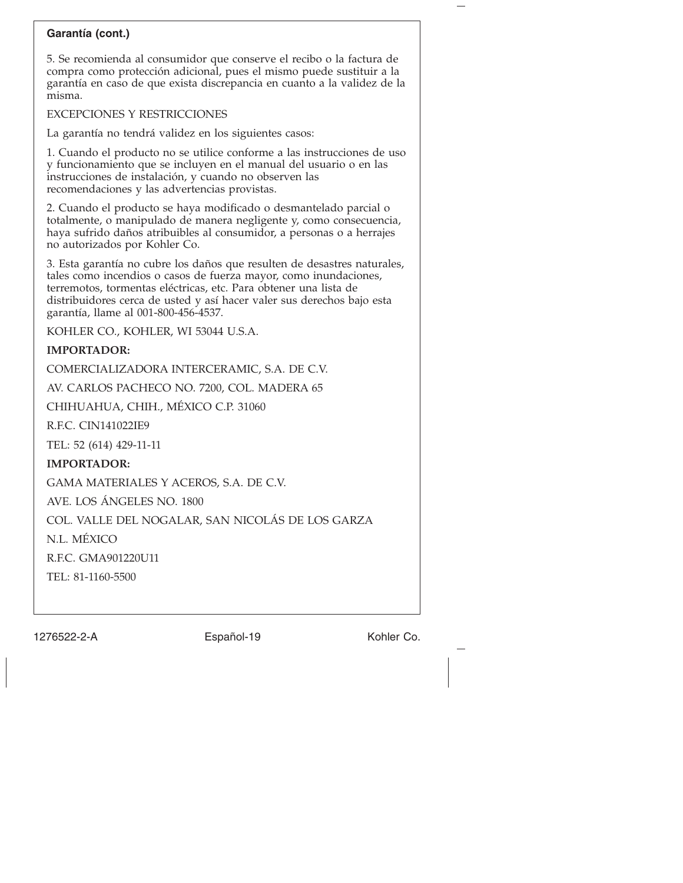**Garantía (cont.)**

5. Se recomienda al consumidor que conserve el recibo o la factura de compra como protección adicional, pues el mismo puede sustituir a la garantía en caso de que exista discrepancia en cuanto a la validez de la misma.

EXCEPCIONES Y RESTRICCIONES

La garantía no tendrá validez en los siguientes casos:

1. Cuando el producto no se utilice conforme a las instrucciones de uso y funcionamiento que se incluyen en el manual del usuario o en las instrucciones de instalación, y cuando no observen las recomendaciones y las advertencias provistas.

2. Cuando el producto se haya modificado o desmantelado parcial o totalmente, o manipulado de manera negligente y, como consecuencia, haya sufrido daños atribuibles al consumidor, a personas o a herrajes no autorizados por Kohler Co.

3. Esta garantía no cubre los daños que resulten de desastres naturales, tales como incendios o casos de fuerza mayor, como inundaciones, terremotos, tormentas eléctricas, etc. Para obtener una lista de distribuidores cerca de usted y así hacer valer sus derechos bajo esta garantía, llame al 001-800-456-4537.

KOHLER CO., KOHLER, WI 53044 U.S.A.

**IMPORTADOR:**

COMERCIALIZADORA INTERCERAMIC, S.A. DE C.V.

AV. CARLOS PACHECO NO. 7200, COL. MADERA 65

CHIHUAHUA, CHIH., MÉXICO C.P. 31060

R.F.C. CIN141022IE9

TEL: 52 (614) 429-11-11

**IMPORTADOR:**

GAMA MATERIALES Y ACEROS, S.A. DE C.V.

AVE. LOS ÁNGELES NO. 1800

COL. VALLE DEL NOGALAR, SAN NICOLÁS DE LOS GARZA

N.L. MÉXICO

R.F.C. GMA901220U11

TEL: 81-1160-5500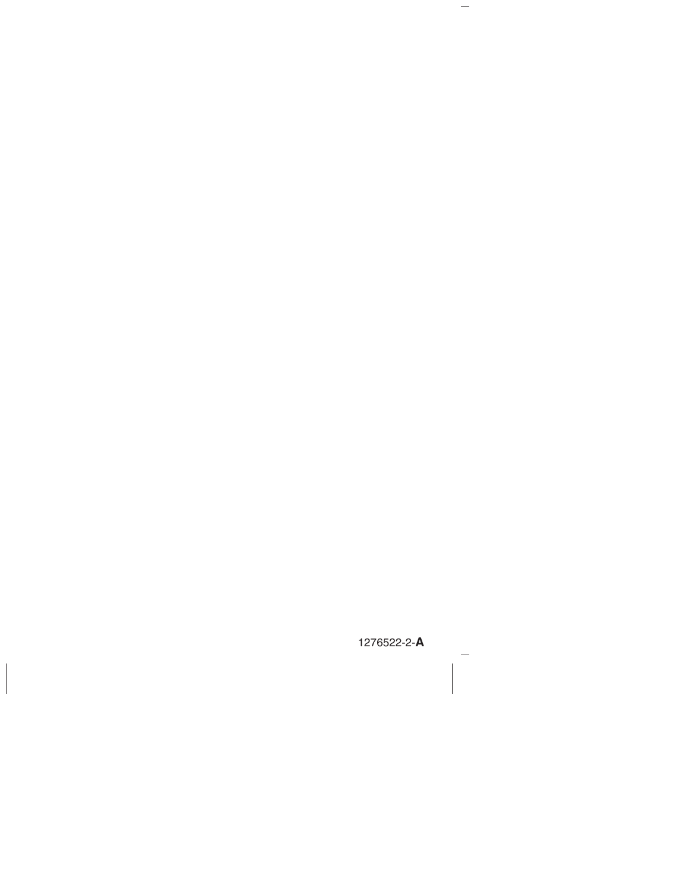1276522-2-**A**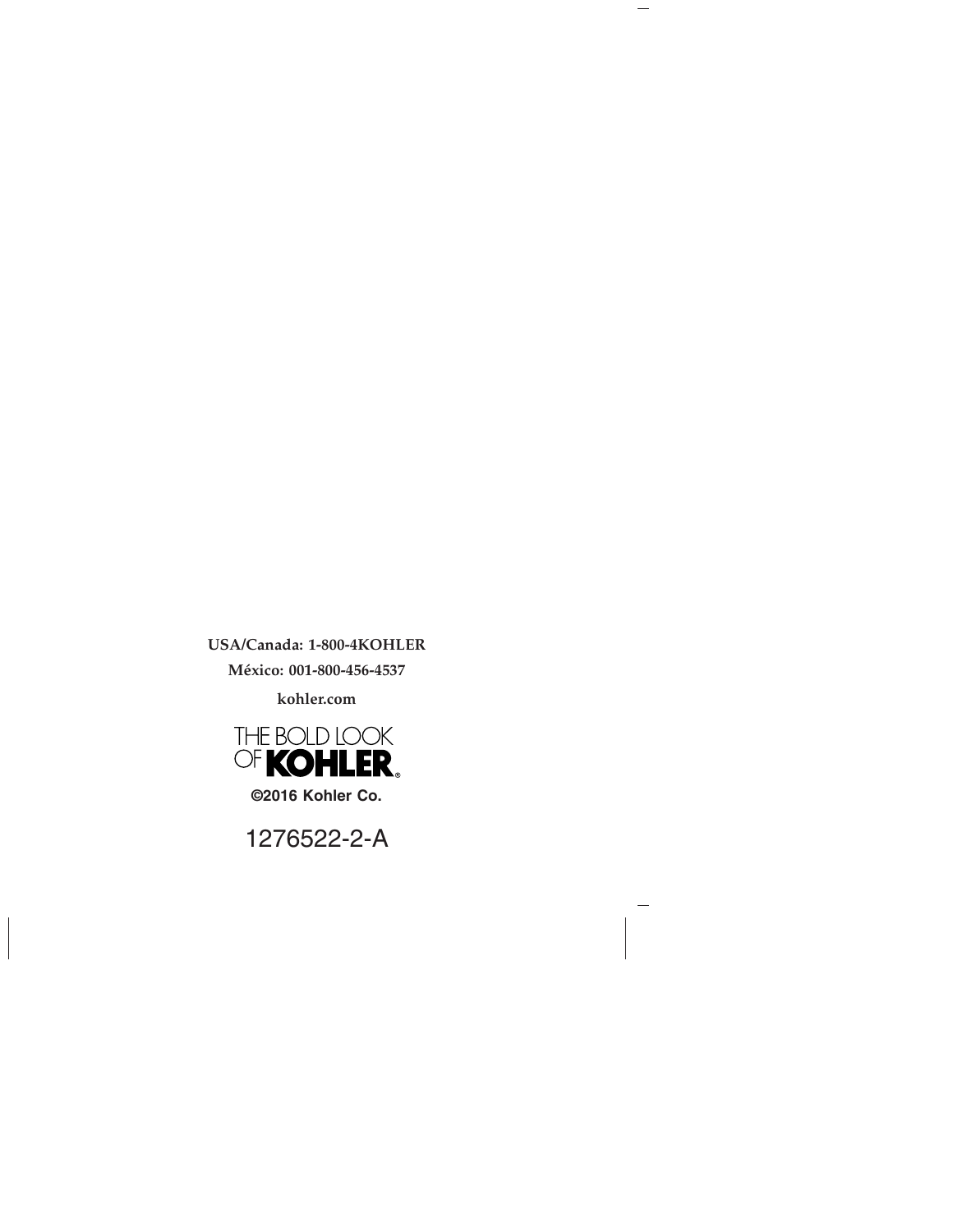**USA/Canada: 1-800-4KOHLER**

**México: 001-800-456-4537**

**kohler.com**

THE BOLD LOOK OF **KOHLER**®

**©2016 Kohler Co.**

1276522-2-A